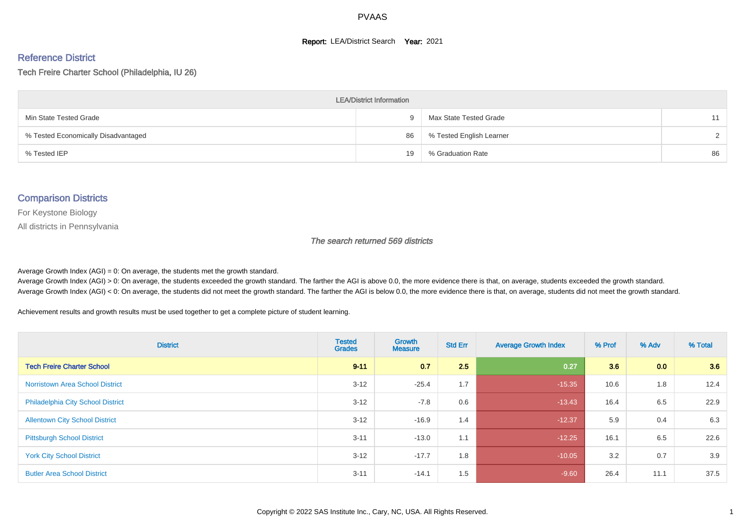# PVAAS

**Report:** LEA/District Search **Year:** 2021

## Reference District

Tech Freire Charter School (Philadelphia, IU 26)

| LEA/District Information | | | |
|---|---|---|---|
| Min State Tested Grade | 9 | Max State Tested Grade | 11 |
| % Tested Economically Disadvantaged | 86 | % Tested English Learner | 2 |
| % Tested IEP | 19 | % Graduation Rate | 86 |

## Comparison Districts

For Keystone Biology

All districts in Pennsylvania

*The search returned 569 districts*

Average Growth Index (AGI) = 0: On average, the students met the growth standard.

Average Growth Index (AGI) > 0: On average, the students exceeded the growth standard. The farther the AGI is above 0.0, the more evidence there is that, on average, students exceeded the growth standard.

Average Growth Index (AGI) < 0: On average, the students did not meet the growth standard. The farther the AGI is below 0.0, the more evidence there is that, on average, students did not meet the growth standard.

Achievement results and growth results must be used together to get a complete picture of student learning.

| District | Tested Grades | Growth Measure | Std Err | Average Growth Index | % Prof | % Adv | % Total |
|---|---|---|---|---|---|---|---|
| **Tech Freire Charter School** | **9-11** | **0.7** | **2.5** | **0.27** | **3.6** | **0.0** | **3.6** |
| Norristown Area School District | 3-12 | -25.4 | 1.7 | -15.35 | 10.6 | 1.8 | 12.4 |
| Philadelphia City School District | 3-12 | -7.8 | 0.6 | -13.43 | 16.4 | 6.5 | 22.9 |
| Allentown City School District | 3-12 | -16.9 | 1.4 | -12.37 | 5.9 | 0.4 | 6.3 |
| Pittsburgh School District | 3-11 | -13.0 | 1.1 | -12.25 | 16.1 | 6.5 | 22.6 |
| York City School District | 3-12 | -17.7 | 1.8 | -10.05 | 3.2 | 0.7 | 3.9 |
| Butler Area School District | 3-11 | -14.1 | 1.5 | -9.60 | 26.4 | 11.1 | 37.5 |

Copyright © 2022 SAS Institute Inc., Cary, NC, USA. All Rights Reserved.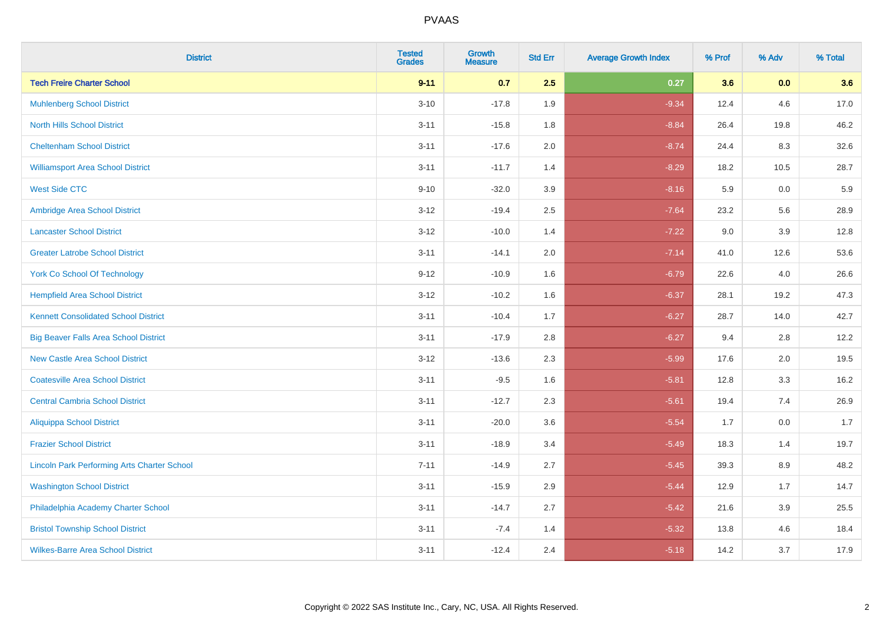PVAAS

| District | Tested Grades | Growth Measure | Std Err | Average Growth Index | % Prof | % Adv | % Total |
|---|---|---|---|---|---|---|---|
| **Tech Freire Charter School** | **9-11** | **0.7** | **2.5** | **0.27** | **3.6** | **0.0** | **3.6** |
| Muhlenberg School District | 3-10 | -17.8 | 1.9 | -9.34 | 12.4 | 4.6 | 17.0 |
| North Hills School District | 3-11 | -15.8 | 1.8 | -8.84 | 26.4 | 19.8 | 46.2 |
| Cheltenham School District | 3-11 | -17.6 | 2.0 | -8.74 | 24.4 | 8.3 | 32.6 |
| Williamsport Area School District | 3-11 | -11.7 | 1.4 | -8.29 | 18.2 | 10.5 | 28.7 |
| West Side CTC | 9-10 | -32.0 | 3.9 | -8.16 | 5.9 | 0.0 | 5.9 |
| Ambridge Area School District | 3-12 | -19.4 | 2.5 | -7.64 | 23.2 | 5.6 | 28.9 |
| Lancaster School District | 3-12 | -10.0 | 1.4 | -7.22 | 9.0 | 3.9 | 12.8 |
| Greater Latrobe School District | 3-11 | -14.1 | 2.0 | -7.14 | 41.0 | 12.6 | 53.6 |
| York Co School Of Technology | 9-12 | -10.9 | 1.6 | -6.79 | 22.6 | 4.0 | 26.6 |
| Hempfield Area School District | 3-12 | -10.2 | 1.6 | -6.37 | 28.1 | 19.2 | 47.3 |
| Kennett Consolidated School District | 3-11 | -10.4 | 1.7 | -6.27 | 28.7 | 14.0 | 42.7 |
| Big Beaver Falls Area School District | 3-11 | -17.9 | 2.8 | -6.27 | 9.4 | 2.8 | 12.2 |
| New Castle Area School District | 3-12 | -13.6 | 2.3 | -5.99 | 17.6 | 2.0 | 19.5 |
| Coatesville Area School District | 3-11 | -9.5 | 1.6 | -5.81 | 12.8 | 3.3 | 16.2 |
| Central Cambria School District | 3-11 | -12.7 | 2.3 | -5.61 | 19.4 | 7.4 | 26.9 |
| Aliquippa School District | 3-11 | -20.0 | 3.6 | -5.54 | 1.7 | 0.0 | 1.7 |
| Frazier School District | 3-11 | -18.9 | 3.4 | -5.49 | 18.3 | 1.4 | 19.7 |
| Lincoln Park Performing Arts Charter School | 7-11 | -14.9 | 2.7 | -5.45 | 39.3 | 8.9 | 48.2 |
| Washington School District | 3-11 | -15.9 | 2.9 | -5.44 | 12.9 | 1.7 | 14.7 |
| Philadelphia Academy Charter School | 3-11 | -14.7 | 2.7 | -5.42 | 21.6 | 3.9 | 25.5 |
| Bristol Township School District | 3-11 | -7.4 | 1.4 | -5.32 | 13.8 | 4.6 | 18.4 |
| Wilkes-Barre Area School District | 3-11 | -12.4 | 2.4 | -5.18 | 14.2 | 3.7 | 17.9 |

Copyright © 2022 SAS Institute Inc., Cary, NC, USA. All Rights Reserved.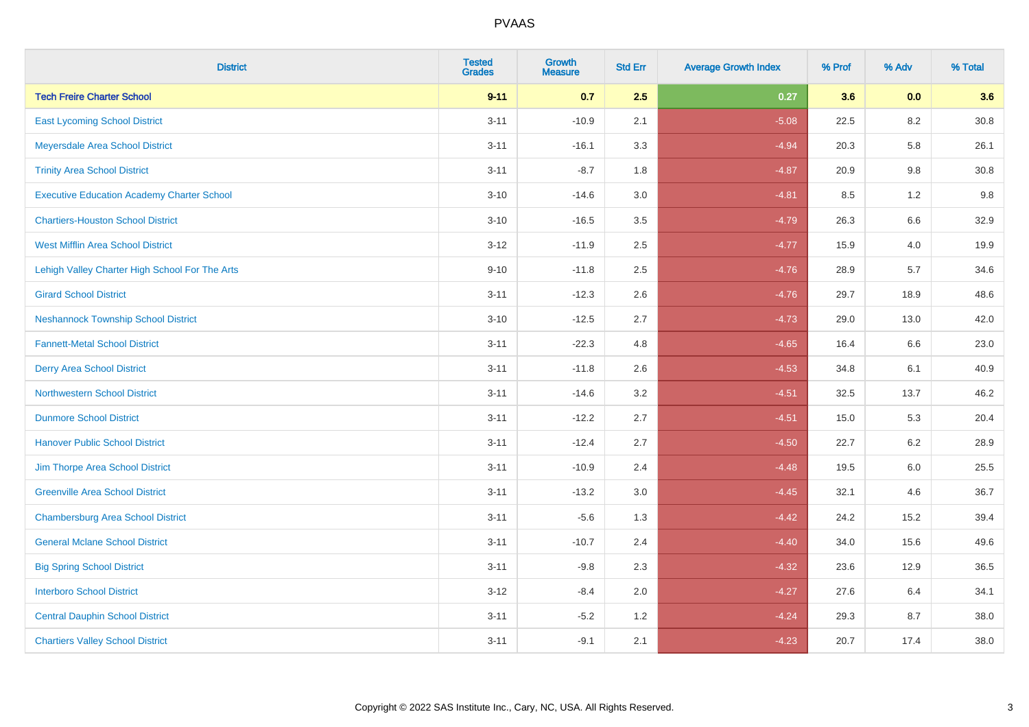# PVAAS

| District | Tested Grades | Growth Measure | Std Err | Average Growth Index | % Prof | % Adv | % Total |
|---|---|---|---|---|---|---|---|
| **Tech Freire Charter School** | **9-11** | **0.7** | **2.5** | **0.27** | **3.6** | **0.0** | **3.6** |
| East Lycoming School District | 3-11 | -10.9 | 2.1 | -5.08 | 22.5 | 8.2 | 30.8 |
| Meyersdale Area School District | 3-11 | -16.1 | 3.3 | -4.94 | 20.3 | 5.8 | 26.1 |
| Trinity Area School District | 3-11 | -8.7 | 1.8 | -4.87 | 20.9 | 9.8 | 30.8 |
| Executive Education Academy Charter School | 3-10 | -14.6 | 3.0 | -4.81 | 8.5 | 1.2 | 9.8 |
| Chartiers-Houston School District | 3-10 | -16.5 | 3.5 | -4.79 | 26.3 | 6.6 | 32.9 |
| West Mifflin Area School District | 3-12 | -11.9 | 2.5 | -4.77 | 15.9 | 4.0 | 19.9 |
| Lehigh Valley Charter High School For The Arts | 9-10 | -11.8 | 2.5 | -4.76 | 28.9 | 5.7 | 34.6 |
| Girard School District | 3-11 | -12.3 | 2.6 | -4.76 | 29.7 | 18.9 | 48.6 |
| Neshannock Township School District | 3-10 | -12.5 | 2.7 | -4.73 | 29.0 | 13.0 | 42.0 |
| Fannett-Metal School District | 3-11 | -22.3 | 4.8 | -4.65 | 16.4 | 6.6 | 23.0 |
| Derry Area School District | 3-11 | -11.8 | 2.6 | -4.53 | 34.8 | 6.1 | 40.9 |
| Northwestern School District | 3-11 | -14.6 | 3.2 | -4.51 | 32.5 | 13.7 | 46.2 |
| Dunmore School District | 3-11 | -12.2 | 2.7 | -4.51 | 15.0 | 5.3 | 20.4 |
| Hanover Public School District | 3-11 | -12.4 | 2.7 | -4.50 | 22.7 | 6.2 | 28.9 |
| Jim Thorpe Area School District | 3-11 | -10.9 | 2.4 | -4.48 | 19.5 | 6.0 | 25.5 |
| Greenville Area School District | 3-11 | -13.2 | 3.0 | -4.45 | 32.1 | 4.6 | 36.7 |
| Chambersburg Area School District | 3-11 | -5.6 | 1.3 | -4.42 | 24.2 | 15.2 | 39.4 |
| General Mclane School District | 3-11 | -10.7 | 2.4 | -4.40 | 34.0 | 15.6 | 49.6 |
| Big Spring School District | 3-11 | -9.8 | 2.3 | -4.32 | 23.6 | 12.9 | 36.5 |
| Interboro School District | 3-12 | -8.4 | 2.0 | -4.27 | 27.6 | 6.4 | 34.1 |
| Central Dauphin School District | 3-11 | -5.2 | 1.2 | -4.24 | 29.3 | 8.7 | 38.0 |
| Chartiers Valley School District | 3-11 | -9.1 | 2.1 | -4.23 | 20.7 | 17.4 | 38.0 |

Copyright © 2022 SAS Institute Inc., Cary, NC, USA. All Rights Reserved.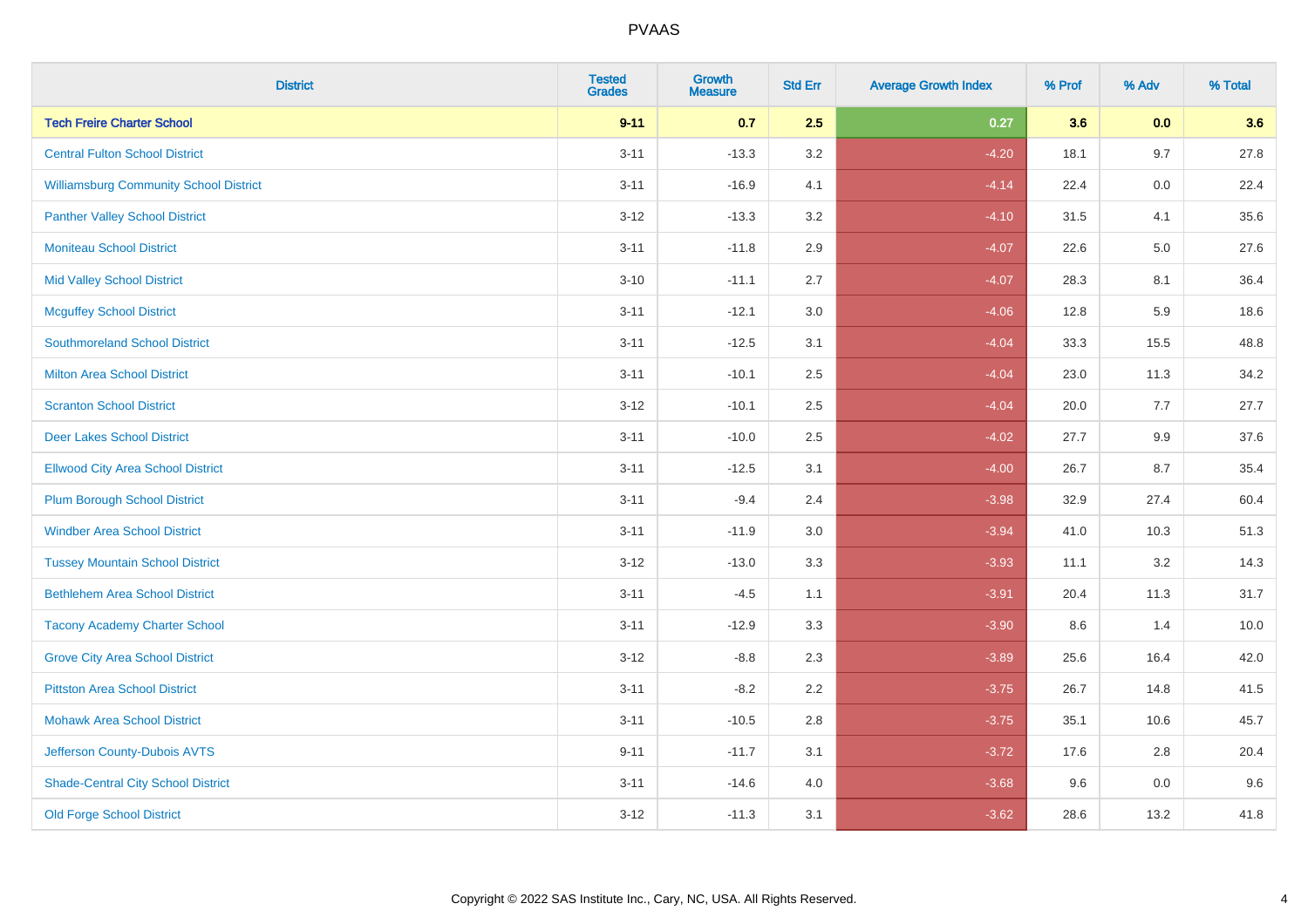# PVAAS

| District | Tested Grades | Growth Measure | Std Err | Average Growth Index | % Prof | % Adv | % Total |
|---|---|---|---|---|---|---|---|
| **Tech Freire Charter School** | **9-11** | **0.7** | **2.5** | **0.27** | **3.6** | **0.0** | **3.6** |
| Central Fulton School District | 3-11 | -13.3 | 3.2 | -4.20 | 18.1 | 9.7 | 27.8 |
| Williamsburg Community School District | 3-11 | -16.9 | 4.1 | -4.14 | 22.4 | 0.0 | 22.4 |
| Panther Valley School District | 3-12 | -13.3 | 3.2 | -4.10 | 31.5 | 4.1 | 35.6 |
| Moniteau School District | 3-11 | -11.8 | 2.9 | -4.07 | 22.6 | 5.0 | 27.6 |
| Mid Valley School District | 3-10 | -11.1 | 2.7 | -4.07 | 28.3 | 8.1 | 36.4 |
| Mcguffey School District | 3-11 | -12.1 | 3.0 | -4.06 | 12.8 | 5.9 | 18.6 |
| Southmoreland School District | 3-11 | -12.5 | 3.1 | -4.04 | 33.3 | 15.5 | 48.8 |
| Milton Area School District | 3-11 | -10.1 | 2.5 | -4.04 | 23.0 | 11.3 | 34.2 |
| Scranton School District | 3-12 | -10.1 | 2.5 | -4.04 | 20.0 | 7.7 | 27.7 |
| Deer Lakes School District | 3-11 | -10.0 | 2.5 | -4.02 | 27.7 | 9.9 | 37.6 |
| Ellwood City Area School District | 3-11 | -12.5 | 3.1 | -4.00 | 26.7 | 8.7 | 35.4 |
| Plum Borough School District | 3-11 | -9.4 | 2.4 | -3.98 | 32.9 | 27.4 | 60.4 |
| Windber Area School District | 3-11 | -11.9 | 3.0 | -3.94 | 41.0 | 10.3 | 51.3 |
| Tussey Mountain School District | 3-12 | -13.0 | 3.3 | -3.93 | 11.1 | 3.2 | 14.3 |
| Bethlehem Area School District | 3-11 | -4.5 | 1.1 | -3.91 | 20.4 | 11.3 | 31.7 |
| Tacony Academy Charter School | 3-11 | -12.9 | 3.3 | -3.90 | 8.6 | 1.4 | 10.0 |
| Grove City Area School District | 3-12 | -8.8 | 2.3 | -3.89 | 25.6 | 16.4 | 42.0 |
| Pittston Area School District | 3-11 | -8.2 | 2.2 | -3.75 | 26.7 | 14.8 | 41.5 |
| Mohawk Area School District | 3-11 | -10.5 | 2.8 | -3.75 | 35.1 | 10.6 | 45.7 |
| Jefferson County-Dubois AVTS | 9-11 | -11.7 | 3.1 | -3.72 | 17.6 | 2.8 | 20.4 |
| Shade-Central City School District | 3-11 | -14.6 | 4.0 | -3.68 | 9.6 | 0.0 | 9.6 |
| Old Forge School District | 3-12 | -11.3 | 3.1 | -3.62 | 28.6 | 13.2 | 41.8 |

Copyright © 2022 SAS Institute Inc., Cary, NC, USA. All Rights Reserved.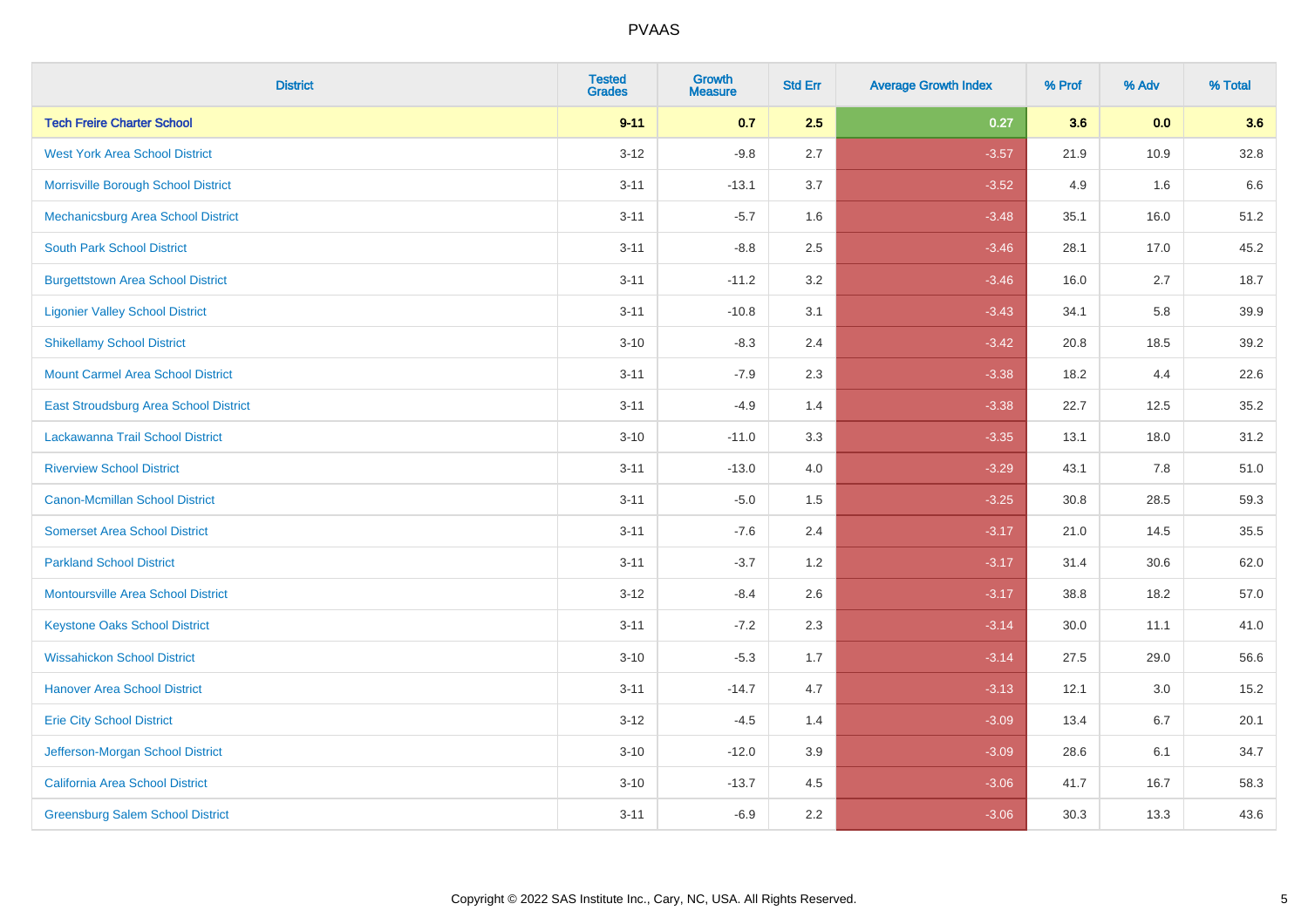| District | Tested Grades | Growth Measure | Std Err | Average Growth Index | % Prof | % Adv | % Total |
|---|---|---|---|---|---|---|---|
| **Tech Freire Charter School** | **9-11** | **0.7** | **2.5** | **0.27** | **3.6** | **0.0** | **3.6** |
| West York Area School District | 3-12 | -9.8 | 2.7 | -3.57 | 21.9 | 10.9 | 32.8 |
| Morrisville Borough School District | 3-11 | -13.1 | 3.7 | -3.52 | 4.9 | 1.6 | 6.6 |
| Mechanicsburg Area School District | 3-11 | -5.7 | 1.6 | -3.48 | 35.1 | 16.0 | 51.2 |
| South Park School District | 3-11 | -8.8 | 2.5 | -3.46 | 28.1 | 17.0 | 45.2 |
| Burgettstown Area School District | 3-11 | -11.2 | 3.2 | -3.46 | 16.0 | 2.7 | 18.7 |
| Ligonier Valley School District | 3-11 | -10.8 | 3.1 | -3.43 | 34.1 | 5.8 | 39.9 |
| Shikellamy School District | 3-10 | -8.3 | 2.4 | -3.42 | 20.8 | 18.5 | 39.2 |
| Mount Carmel Area School District | 3-11 | -7.9 | 2.3 | -3.38 | 18.2 | 4.4 | 22.6 |
| East Stroudsburg Area School District | 3-11 | -4.9 | 1.4 | -3.38 | 22.7 | 12.5 | 35.2 |
| Lackawanna Trail School District | 3-10 | -11.0 | 3.3 | -3.35 | 13.1 | 18.0 | 31.2 |
| Riverview School District | 3-11 | -13.0 | 4.0 | -3.29 | 43.1 | 7.8 | 51.0 |
| Canon-Mcmillan School District | 3-11 | -5.0 | 1.5 | -3.25 | 30.8 | 28.5 | 59.3 |
| Somerset Area School District | 3-11 | -7.6 | 2.4 | -3.17 | 21.0 | 14.5 | 35.5 |
| Parkland School District | 3-11 | -3.7 | 1.2 | -3.17 | 31.4 | 30.6 | 62.0 |
| Montoursville Area School District | 3-12 | -8.4 | 2.6 | -3.17 | 38.8 | 18.2 | 57.0 |
| Keystone Oaks School District | 3-11 | -7.2 | 2.3 | -3.14 | 30.0 | 11.1 | 41.0 |
| Wissahickon School District | 3-10 | -5.3 | 1.7 | -3.14 | 27.5 | 29.0 | 56.6 |
| Hanover Area School District | 3-11 | -14.7 | 4.7 | -3.13 | 12.1 | 3.0 | 15.2 |
| Erie City School District | 3-12 | -4.5 | 1.4 | -3.09 | 13.4 | 6.7 | 20.1 |
| Jefferson-Morgan School District | 3-10 | -12.0 | 3.9 | -3.09 | 28.6 | 6.1 | 34.7 |
| California Area School District | 3-10 | -13.7 | 4.5 | -3.06 | 41.7 | 16.7 | 58.3 |
| Greensburg Salem School District | 3-11 | -6.9 | 2.2 | -3.06 | 30.3 | 13.3 | 43.6 |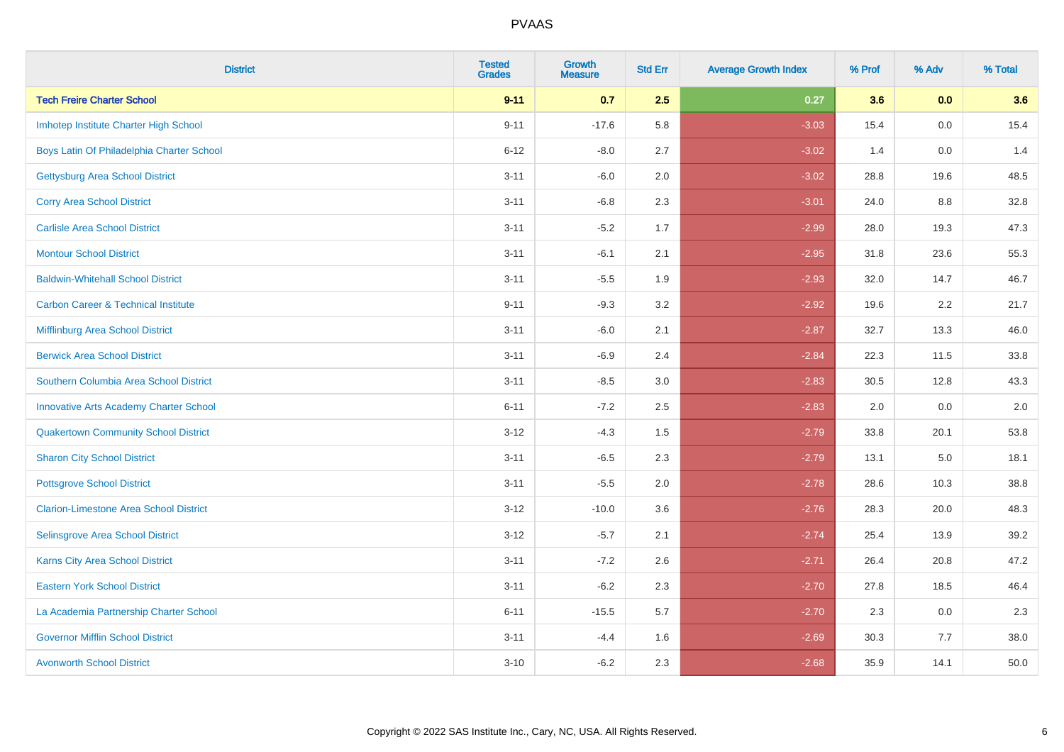# PVAAS

| District | Tested Grades | Growth Measure | Std Err | Average Growth Index | % Prof | % Adv | % Total |
|---|---|---|---|---|---|---|---|
| **Tech Freire Charter School** | **9-11** | **0.7** | **2.5** | **0.27** | **3.6** | **0.0** | **3.6** |
| Imhotep Institute Charter High School | 9-11 | -17.6 | 5.8 | -3.03 | 15.4 | 0.0 | 15.4 |
| Boys Latin Of Philadelphia Charter School | 6-12 | -8.0 | 2.7 | -3.02 | 1.4 | 0.0 | 1.4 |
| Gettysburg Area School District | 3-11 | -6.0 | 2.0 | -3.02 | 28.8 | 19.6 | 48.5 |
| Corry Area School District | 3-11 | -6.8 | 2.3 | -3.01 | 24.0 | 8.8 | 32.8 |
| Carlisle Area School District | 3-11 | -5.2 | 1.7 | -2.99 | 28.0 | 19.3 | 47.3 |
| Montour School District | 3-11 | -6.1 | 2.1 | -2.95 | 31.8 | 23.6 | 55.3 |
| Baldwin-Whitehall School District | 3-11 | -5.5 | 1.9 | -2.93 | 32.0 | 14.7 | 46.7 |
| Carbon Career & Technical Institute | 9-11 | -9.3 | 3.2 | -2.92 | 19.6 | 2.2 | 21.7 |
| Mifflinburg Area School District | 3-11 | -6.0 | 2.1 | -2.87 | 32.7 | 13.3 | 46.0 |
| Berwick Area School District | 3-11 | -6.9 | 2.4 | -2.84 | 22.3 | 11.5 | 33.8 |
| Southern Columbia Area School District | 3-11 | -8.5 | 3.0 | -2.83 | 30.5 | 12.8 | 43.3 |
| Innovative Arts Academy Charter School | 6-11 | -7.2 | 2.5 | -2.83 | 2.0 | 0.0 | 2.0 |
| Quakertown Community School District | 3-12 | -4.3 | 1.5 | -2.79 | 33.8 | 20.1 | 53.8 |
| Sharon City School District | 3-11 | -6.5 | 2.3 | -2.79 | 13.1 | 5.0 | 18.1 |
| Pottsgrove School District | 3-11 | -5.5 | 2.0 | -2.78 | 28.6 | 10.3 | 38.8 |
| Clarion-Limestone Area School District | 3-12 | -10.0 | 3.6 | -2.76 | 28.3 | 20.0 | 48.3 |
| Selinsgrove Area School District | 3-12 | -5.7 | 2.1 | -2.74 | 25.4 | 13.9 | 39.2 |
| Karns City Area School District | 3-11 | -7.2 | 2.6 | -2.71 | 26.4 | 20.8 | 47.2 |
| Eastern York School District | 3-11 | -6.2 | 2.3 | -2.70 | 27.8 | 18.5 | 46.4 |
| La Academia Partnership Charter School | 6-11 | -15.5 | 5.7 | -2.70 | 2.3 | 0.0 | 2.3 |
| Governor Mifflin School District | 3-11 | -4.4 | 1.6 | -2.69 | 30.3 | 7.7 | 38.0 |
| Avonworth School District | 3-10 | -6.2 | 2.3 | -2.68 | 35.9 | 14.1 | 50.0 |

Copyright © 2022 SAS Institute Inc., Cary, NC, USA. All Rights Reserved.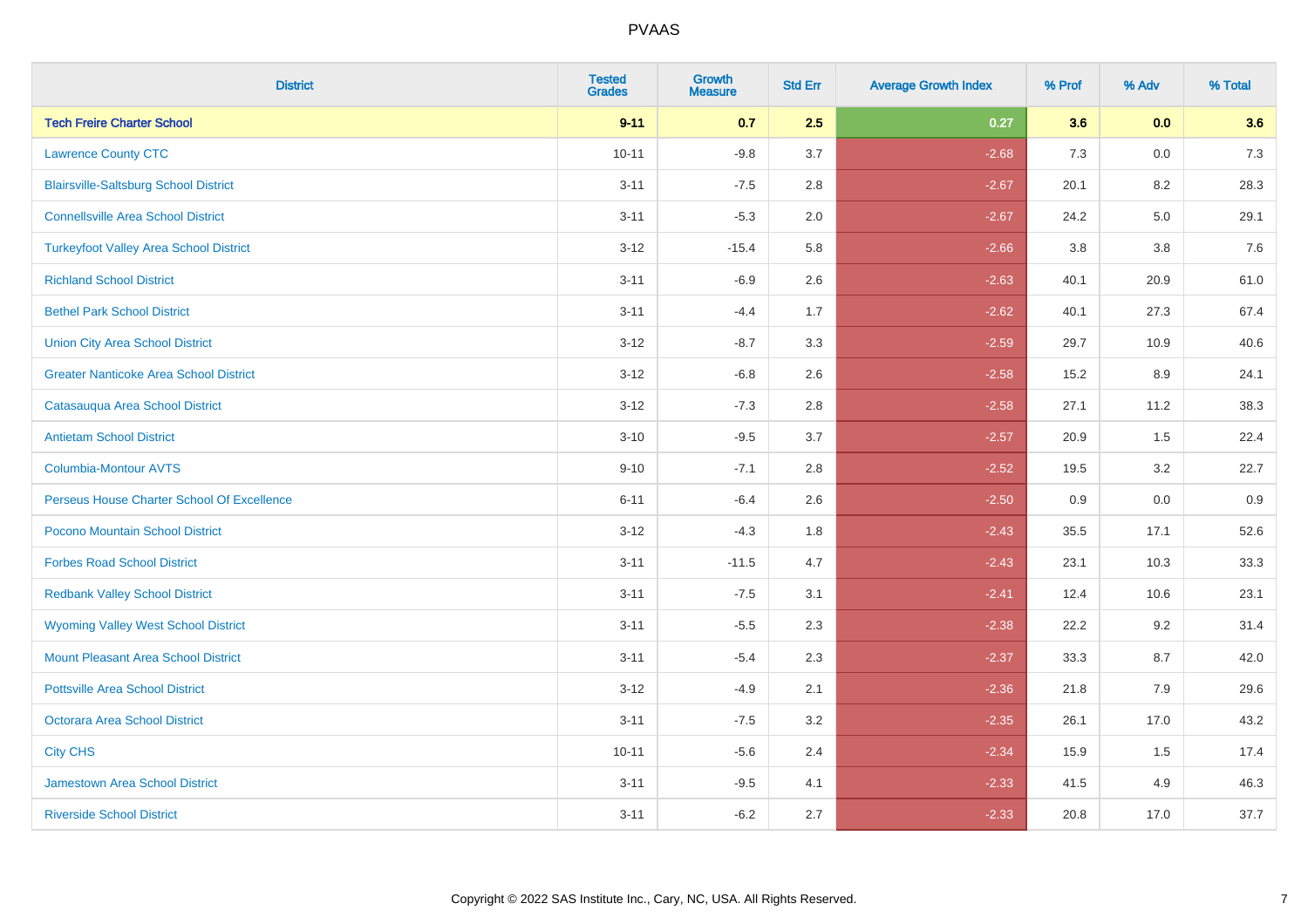| District | Tested Grades | Growth Measure | Std Err | Average Growth Index | % Prof | % Adv | % Total |
|---|---|---|---|---|---|---|---|
| **Tech Freire Charter School** | **9-11** | **0.7** | **2.5** | **0.27** | **3.6** | **0.0** | **3.6** |
| Lawrence County CTC | 10-11 | -9.8 | 3.7 | -2.68 | 7.3 | 0.0 | 7.3 |
| Blairsville-Saltsburg School District | 3-11 | -7.5 | 2.8 | -2.67 | 20.1 | 8.2 | 28.3 |
| Connellsville Area School District | 3-11 | -5.3 | 2.0 | -2.67 | 24.2 | 5.0 | 29.1 |
| Turkeyfoot Valley Area School District | 3-12 | -15.4 | 5.8 | -2.66 | 3.8 | 3.8 | 7.6 |
| Richland School District | 3-11 | -6.9 | 2.6 | -2.63 | 40.1 | 20.9 | 61.0 |
| Bethel Park School District | 3-11 | -4.4 | 1.7 | -2.62 | 40.1 | 27.3 | 67.4 |
| Union City Area School District | 3-12 | -8.7 | 3.3 | -2.59 | 29.7 | 10.9 | 40.6 |
| Greater Nanticoke Area School District | 3-12 | -6.8 | 2.6 | -2.58 | 15.2 | 8.9 | 24.1 |
| Catasauqua Area School District | 3-12 | -7.3 | 2.8 | -2.58 | 27.1 | 11.2 | 38.3 |
| Antietam School District | 3-10 | -9.5 | 3.7 | -2.57 | 20.9 | 1.5 | 22.4 |
| Columbia-Montour AVTS | 9-10 | -7.1 | 2.8 | -2.52 | 19.5 | 3.2 | 22.7 |
| Perseus House Charter School Of Excellence | 6-11 | -6.4 | 2.6 | -2.50 | 0.9 | 0.0 | 0.9 |
| Pocono Mountain School District | 3-12 | -4.3 | 1.8 | -2.43 | 35.5 | 17.1 | 52.6 |
| Forbes Road School District | 3-11 | -11.5 | 4.7 | -2.43 | 23.1 | 10.3 | 33.3 |
| Redbank Valley School District | 3-11 | -7.5 | 3.1 | -2.41 | 12.4 | 10.6 | 23.1 |
| Wyoming Valley West School District | 3-11 | -5.5 | 2.3 | -2.38 | 22.2 | 9.2 | 31.4 |
| Mount Pleasant Area School District | 3-11 | -5.4 | 2.3 | -2.37 | 33.3 | 8.7 | 42.0 |
| Pottsville Area School District | 3-12 | -4.9 | 2.1 | -2.36 | 21.8 | 7.9 | 29.6 |
| Octorara Area School District | 3-11 | -7.5 | 3.2 | -2.35 | 26.1 | 17.0 | 43.2 |
| City CHS | 10-11 | -5.6 | 2.4 | -2.34 | 15.9 | 1.5 | 17.4 |
| Jamestown Area School District | 3-11 | -9.5 | 4.1 | -2.33 | 41.5 | 4.9 | 46.3 |
| Riverside School District | 3-11 | -6.2 | 2.7 | -2.33 | 20.8 | 17.0 | 37.7 |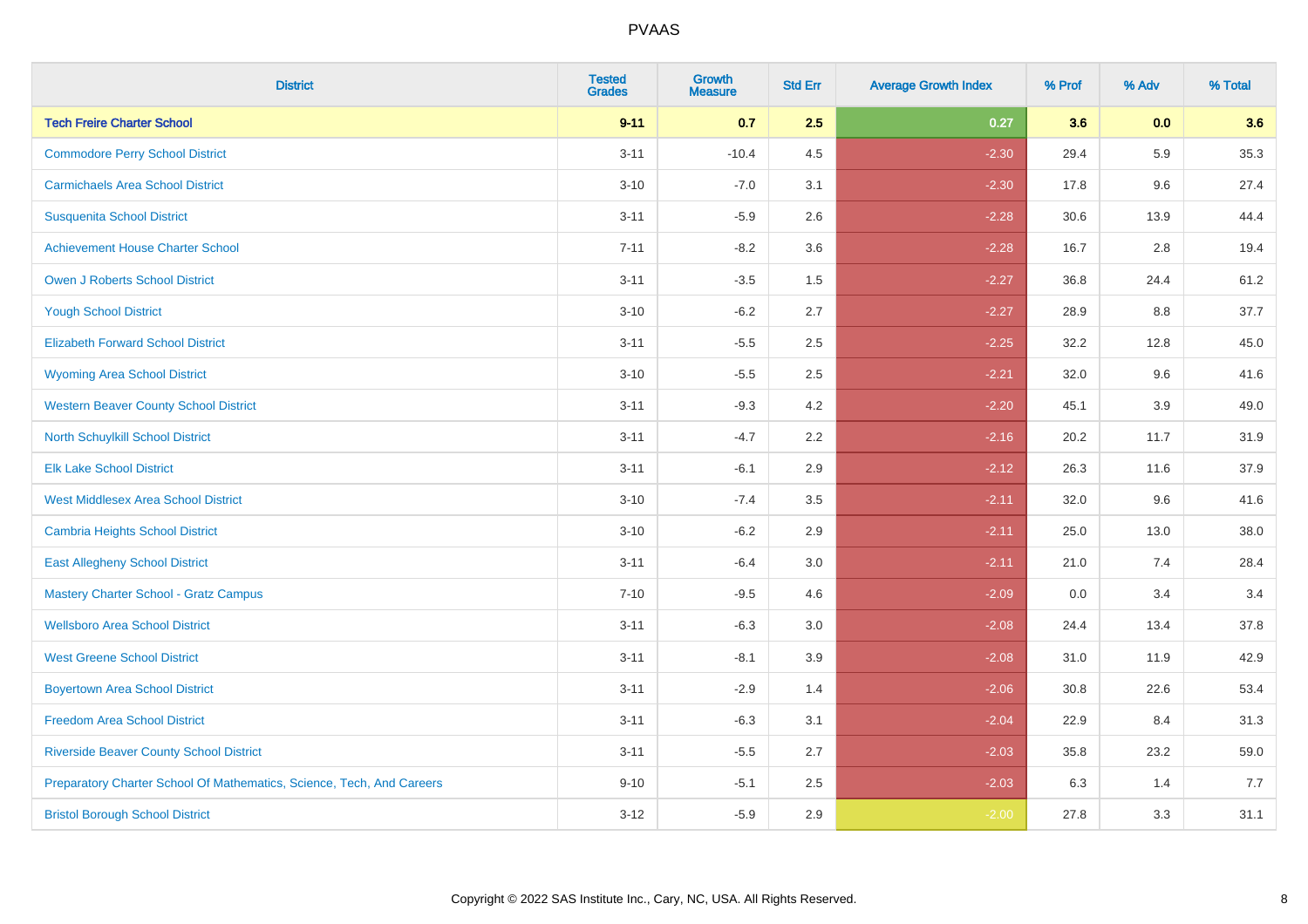PVAAS

| District | Tested Grades | Growth Measure | Std Err | Average Growth Index | % Prof | % Adv | % Total |
|---|---|---|---|---|---|---|---|
| **Tech Freire Charter School** | **9-11** | **0.7** | **2.5** | **0.27** | **3.6** | **0.0** | **3.6** |
| Commodore Perry School District | 3-11 | -10.4 | 4.5 | -2.30 | 29.4 | 5.9 | 35.3 |
| Carmichaels Area School District | 3-10 | -7.0 | 3.1 | -2.30 | 17.8 | 9.6 | 27.4 |
| Susquenita School District | 3-11 | -5.9 | 2.6 | -2.28 | 30.6 | 13.9 | 44.4 |
| Achievement House Charter School | 7-11 | -8.2 | 3.6 | -2.28 | 16.7 | 2.8 | 19.4 |
| Owen J Roberts School District | 3-11 | -3.5 | 1.5 | -2.27 | 36.8 | 24.4 | 61.2 |
| Yough School District | 3-10 | -6.2 | 2.7 | -2.27 | 28.9 | 8.8 | 37.7 |
| Elizabeth Forward School District | 3-11 | -5.5 | 2.5 | -2.25 | 32.2 | 12.8 | 45.0 |
| Wyoming Area School District | 3-10 | -5.5 | 2.5 | -2.21 | 32.0 | 9.6 | 41.6 |
| Western Beaver County School District | 3-11 | -9.3 | 4.2 | -2.20 | 45.1 | 3.9 | 49.0 |
| North Schuylkill School District | 3-11 | -4.7 | 2.2 | -2.16 | 20.2 | 11.7 | 31.9 |
| Elk Lake School District | 3-11 | -6.1 | 2.9 | -2.12 | 26.3 | 11.6 | 37.9 |
| West Middlesex Area School District | 3-10 | -7.4 | 3.5 | -2.11 | 32.0 | 9.6 | 41.6 |
| Cambria Heights School District | 3-10 | -6.2 | 2.9 | -2.11 | 25.0 | 13.0 | 38.0 |
| East Allegheny School District | 3-11 | -6.4 | 3.0 | -2.11 | 21.0 | 7.4 | 28.4 |
| Mastery Charter School - Gratz Campus | 7-10 | -9.5 | 4.6 | -2.09 | 0.0 | 3.4 | 3.4 |
| Wellsboro Area School District | 3-11 | -6.3 | 3.0 | -2.08 | 24.4 | 13.4 | 37.8 |
| West Greene School District | 3-11 | -8.1 | 3.9 | -2.08 | 31.0 | 11.9 | 42.9 |
| Boyertown Area School District | 3-11 | -2.9 | 1.4 | -2.06 | 30.8 | 22.6 | 53.4 |
| Freedom Area School District | 3-11 | -6.3 | 3.1 | -2.04 | 22.9 | 8.4 | 31.3 |
| Riverside Beaver County School District | 3-11 | -5.5 | 2.7 | -2.03 | 35.8 | 23.2 | 59.0 |
| Preparatory Charter School Of Mathematics, Science, Tech, And Careers | 9-10 | -5.1 | 2.5 | -2.03 | 6.3 | 1.4 | 7.7 |
| Bristol Borough School District | 3-12 | -5.9 | 2.9 | -2.00 | 27.8 | 3.3 | 31.1 |

Copyright © 2022 SAS Institute Inc., Cary, NC, USA. All Rights Reserved.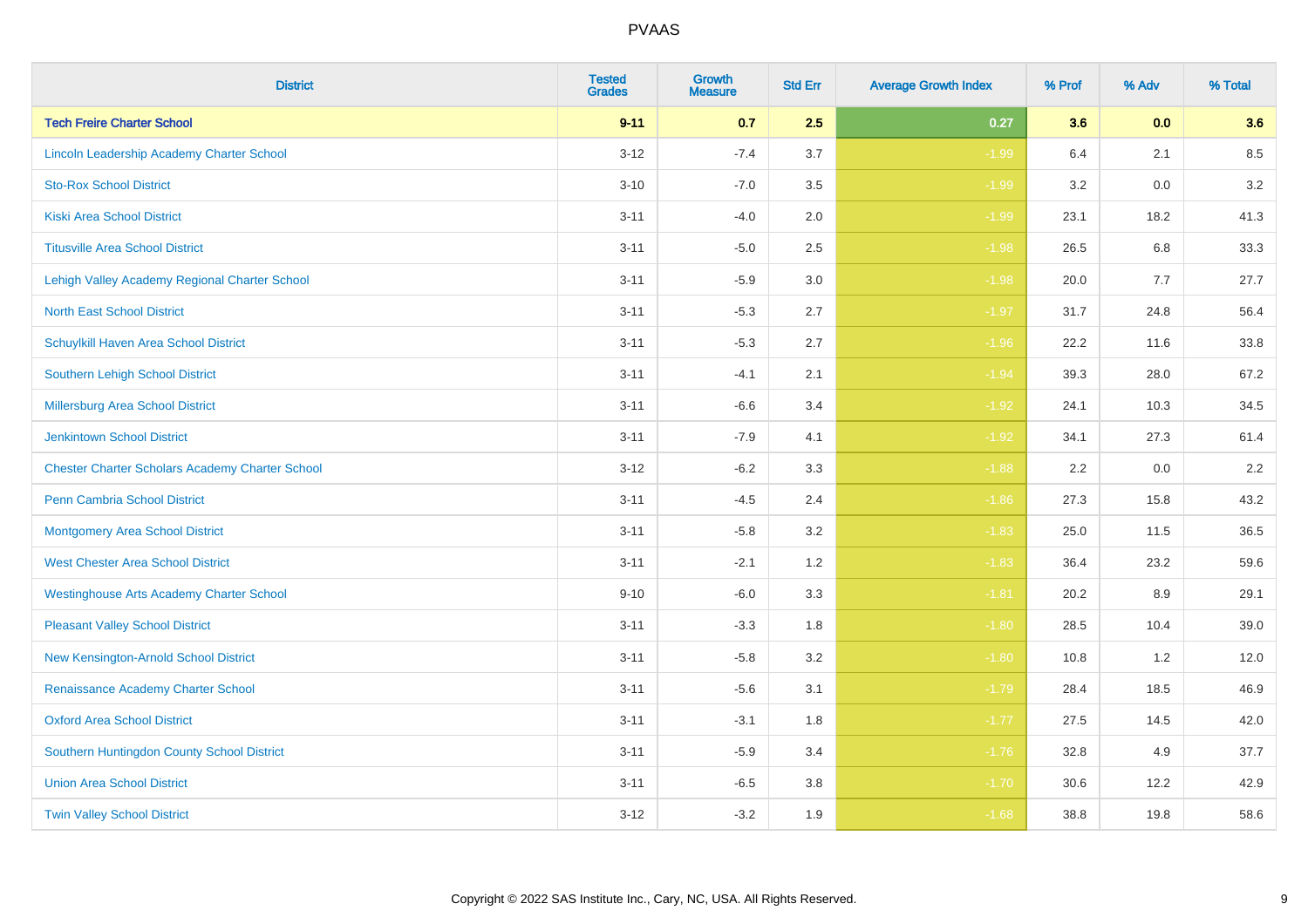| District | Tested Grades | Growth Measure | Std Err | Average Growth Index | % Prof | % Adv | % Total |
|---|---|---|---|---|---|---|---|
| **Tech Freire Charter School** | **9-11** | **0.7** | **2.5** | **0.27** | **3.6** | **0.0** | **3.6** |
| Lincoln Leadership Academy Charter School | 3-12 | -7.4 | 3.7 | -1.99 | 6.4 | 2.1 | 8.5 |
| Sto-Rox School District | 3-10 | -7.0 | 3.5 | -1.99 | 3.2 | 0.0 | 3.2 |
| Kiski Area School District | 3-11 | -4.0 | 2.0 | -1.99 | 23.1 | 18.2 | 41.3 |
| Titusville Area School District | 3-11 | -5.0 | 2.5 | -1.98 | 26.5 | 6.8 | 33.3 |
| Lehigh Valley Academy Regional Charter School | 3-11 | -5.9 | 3.0 | -1.98 | 20.0 | 7.7 | 27.7 |
| North East School District | 3-11 | -5.3 | 2.7 | -1.97 | 31.7 | 24.8 | 56.4 |
| Schuylkill Haven Area School District | 3-11 | -5.3 | 2.7 | -1.96 | 22.2 | 11.6 | 33.8 |
| Southern Lehigh School District | 3-11 | -4.1 | 2.1 | -1.94 | 39.3 | 28.0 | 67.2 |
| Millersburg Area School District | 3-11 | -6.6 | 3.4 | -1.92 | 24.1 | 10.3 | 34.5 |
| Jenkintown School District | 3-11 | -7.9 | 4.1 | -1.92 | 34.1 | 27.3 | 61.4 |
| Chester Charter Scholars Academy Charter School | 3-12 | -6.2 | 3.3 | -1.88 | 2.2 | 0.0 | 2.2 |
| Penn Cambria School District | 3-11 | -4.5 | 2.4 | -1.86 | 27.3 | 15.8 | 43.2 |
| Montgomery Area School District | 3-11 | -5.8 | 3.2 | -1.83 | 25.0 | 11.5 | 36.5 |
| West Chester Area School District | 3-11 | -2.1 | 1.2 | -1.83 | 36.4 | 23.2 | 59.6 |
| Westinghouse Arts Academy Charter School | 9-10 | -6.0 | 3.3 | -1.81 | 20.2 | 8.9 | 29.1 |
| Pleasant Valley School District | 3-11 | -3.3 | 1.8 | -1.80 | 28.5 | 10.4 | 39.0 |
| New Kensington-Arnold School District | 3-11 | -5.8 | 3.2 | -1.80 | 10.8 | 1.2 | 12.0 |
| Renaissance Academy Charter School | 3-11 | -5.6 | 3.1 | -1.79 | 28.4 | 18.5 | 46.9 |
| Oxford Area School District | 3-11 | -3.1 | 1.8 | -1.77 | 27.5 | 14.5 | 42.0 |
| Southern Huntingdon County School District | 3-11 | -5.9 | 3.4 | -1.76 | 32.8 | 4.9 | 37.7 |
| Union Area School District | 3-11 | -6.5 | 3.8 | -1.70 | 30.6 | 12.2 | 42.9 |
| Twin Valley School District | 3-12 | -3.2 | 1.9 | -1.68 | 38.8 | 19.8 | 58.6 |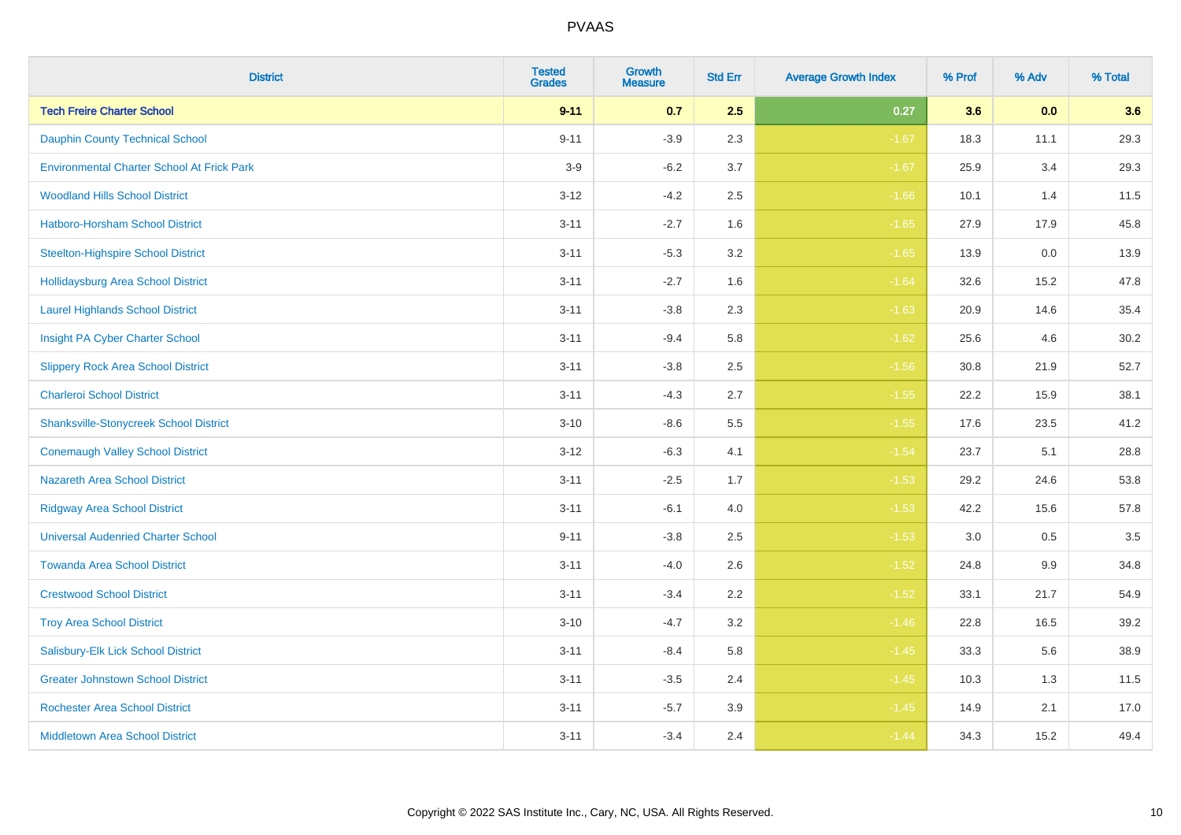| District | Tested Grades | Growth Measure | Std Err | Average Growth Index | % Prof | % Adv | % Total |
|---|---|---|---|---|---|---|---|
| **Tech Freire Charter School** | **9-11** | **0.7** | **2.5** | **0.27** | **3.6** | **0.0** | **3.6** |
| Dauphin County Technical School | 9-11 | -3.9 | 2.3 | -1.67 | 18.3 | 11.1 | 29.3 |
| Environmental Charter School At Frick Park | 3-9 | -6.2 | 3.7 | -1.67 | 25.9 | 3.4 | 29.3 |
| Woodland Hills School District | 3-12 | -4.2 | 2.5 | -1.66 | 10.1 | 1.4 | 11.5 |
| Hatboro-Horsham School District | 3-11 | -2.7 | 1.6 | -1.65 | 27.9 | 17.9 | 45.8 |
| Steelton-Highspire School District | 3-11 | -5.3 | 3.2 | -1.65 | 13.9 | 0.0 | 13.9 |
| Hollidaysburg Area School District | 3-11 | -2.7 | 1.6 | -1.64 | 32.6 | 15.2 | 47.8 |
| Laurel Highlands School District | 3-11 | -3.8 | 2.3 | -1.63 | 20.9 | 14.6 | 35.4 |
| Insight PA Cyber Charter School | 3-11 | -9.4 | 5.8 | -1.62 | 25.6 | 4.6 | 30.2 |
| Slippery Rock Area School District | 3-11 | -3.8 | 2.5 | -1.56 | 30.8 | 21.9 | 52.7 |
| Charleroi School District | 3-11 | -4.3 | 2.7 | -1.55 | 22.2 | 15.9 | 38.1 |
| Shanksville-Stonycreek School District | 3-10 | -8.6 | 5.5 | -1.55 | 17.6 | 23.5 | 41.2 |
| Conemaugh Valley School District | 3-12 | -6.3 | 4.1 | -1.54 | 23.7 | 5.1 | 28.8 |
| Nazareth Area School District | 3-11 | -2.5 | 1.7 | -1.53 | 29.2 | 24.6 | 53.8 |
| Ridgway Area School District | 3-11 | -6.1 | 4.0 | -1.53 | 42.2 | 15.6 | 57.8 |
| Universal Audenried Charter School | 9-11 | -3.8 | 2.5 | -1.53 | 3.0 | 0.5 | 3.5 |
| Towanda Area School District | 3-11 | -4.0 | 2.6 | -1.52 | 24.8 | 9.9 | 34.8 |
| Crestwood School District | 3-11 | -3.4 | 2.2 | -1.52 | 33.1 | 21.7 | 54.9 |
| Troy Area School District | 3-10 | -4.7 | 3.2 | -1.46 | 22.8 | 16.5 | 39.2 |
| Salisbury-Elk Lick School District | 3-11 | -8.4 | 5.8 | -1.45 | 33.3 | 5.6 | 38.9 |
| Greater Johnstown School District | 3-11 | -3.5 | 2.4 | -1.45 | 10.3 | 1.3 | 11.5 |
| Rochester Area School District | 3-11 | -5.7 | 3.9 | -1.45 | 14.9 | 2.1 | 17.0 |
| Middletown Area School District | 3-11 | -3.4 | 2.4 | -1.44 | 34.3 | 15.2 | 49.4 |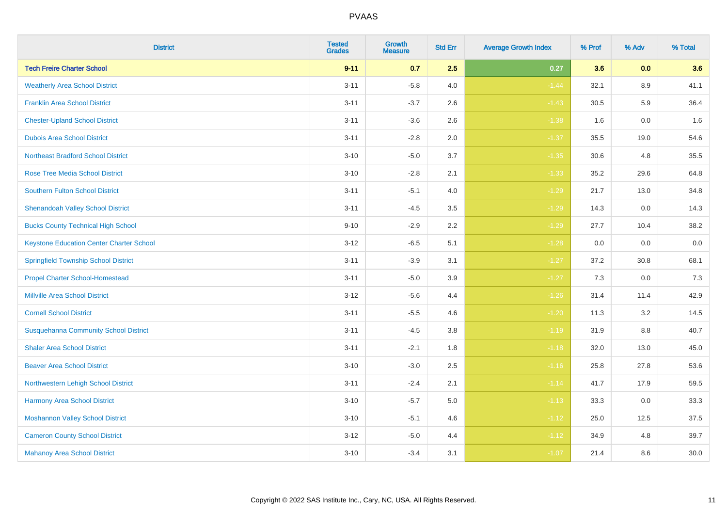| District | Tested Grades | Growth Measure | Std Err | Average Growth Index | % Prof | % Adv | % Total |
|---|---|---|---|---|---|---|---|
| **Tech Freire Charter School** | **9-11** | **0.7** | **2.5** | **0.27** | **3.6** | **0.0** | **3.6** |
| Weatherly Area School District | 3-11 | -5.8 | 4.0 | -1.44 | 32.1 | 8.9 | 41.1 |
| Franklin Area School District | 3-11 | -3.7 | 2.6 | -1.43 | 30.5 | 5.9 | 36.4 |
| Chester-Upland School District | 3-11 | -3.6 | 2.6 | -1.38 | 1.6 | 0.0 | 1.6 |
| Dubois Area School District | 3-11 | -2.8 | 2.0 | -1.37 | 35.5 | 19.0 | 54.6 |
| Northeast Bradford School District | 3-10 | -5.0 | 3.7 | -1.35 | 30.6 | 4.8 | 35.5 |
| Rose Tree Media School District | 3-10 | -2.8 | 2.1 | -1.33 | 35.2 | 29.6 | 64.8 |
| Southern Fulton School District | 3-11 | -5.1 | 4.0 | -1.29 | 21.7 | 13.0 | 34.8 |
| Shenandoah Valley School District | 3-11 | -4.5 | 3.5 | -1.29 | 14.3 | 0.0 | 14.3 |
| Bucks County Technical High School | 9-10 | -2.9 | 2.2 | -1.29 | 27.7 | 10.4 | 38.2 |
| Keystone Education Center Charter School | 3-12 | -6.5 | 5.1 | -1.28 | 0.0 | 0.0 | 0.0 |
| Springfield Township School District | 3-11 | -3.9 | 3.1 | -1.27 | 37.2 | 30.8 | 68.1 |
| Propel Charter School-Homestead | 3-11 | -5.0 | 3.9 | -1.27 | 7.3 | 0.0 | 7.3 |
| Millville Area School District | 3-12 | -5.6 | 4.4 | -1.26 | 31.4 | 11.4 | 42.9 |
| Cornell School District | 3-11 | -5.5 | 4.6 | -1.20 | 11.3 | 3.2 | 14.5 |
| Susquehanna Community School District | 3-11 | -4.5 | 3.8 | -1.19 | 31.9 | 8.8 | 40.7 |
| Shaler Area School District | 3-11 | -2.1 | 1.8 | -1.18 | 32.0 | 13.0 | 45.0 |
| Beaver Area School District | 3-10 | -3.0 | 2.5 | -1.16 | 25.8 | 27.8 | 53.6 |
| Northwestern Lehigh School District | 3-11 | -2.4 | 2.1 | -1.14 | 41.7 | 17.9 | 59.5 |
| Harmony Area School District | 3-10 | -5.7 | 5.0 | -1.13 | 33.3 | 0.0 | 33.3 |
| Moshannon Valley School District | 3-10 | -5.1 | 4.6 | -1.12 | 25.0 | 12.5 | 37.5 |
| Cameron County School District | 3-12 | -5.0 | 4.4 | -1.12 | 34.9 | 4.8 | 39.7 |
| Mahanoy Area School District | 3-10 | -3.4 | 3.1 | -1.07 | 21.4 | 8.6 | 30.0 |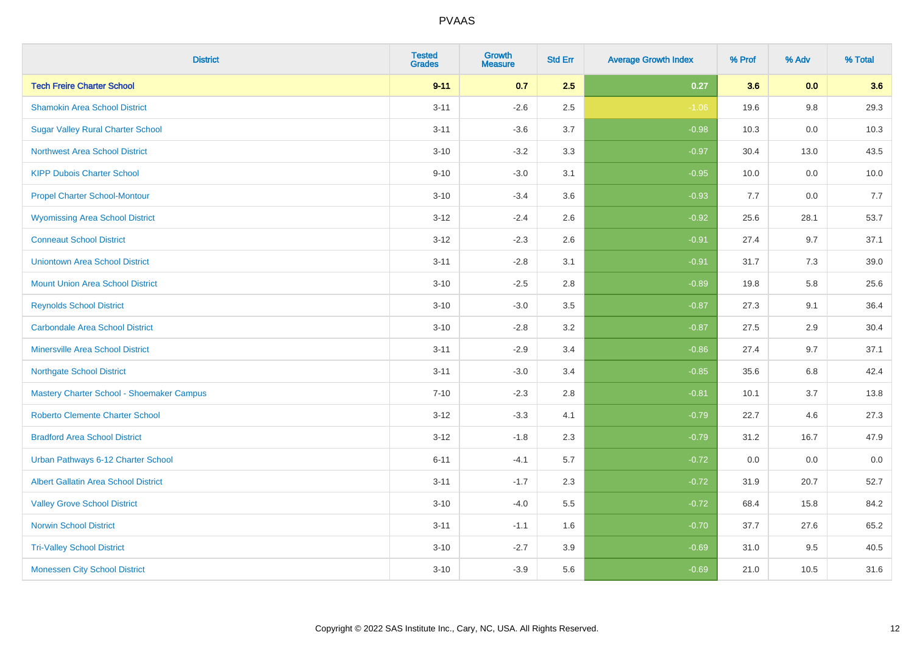| District | Tested Grades | Growth Measure | Std Err | Average Growth Index | % Prof | % Adv | % Total |
|---|---|---|---|---|---|---|---|
| **Tech Freire Charter School** | **9-11** | **0.7** | **2.5** | **0.27** | **3.6** | **0.0** | **3.6** |
| Shamokin Area School District | 3-11 | -2.6 | 2.5 | -1.06 | 19.6 | 9.8 | 29.3 |
| Sugar Valley Rural Charter School | 3-11 | -3.6 | 3.7 | -0.98 | 10.3 | 0.0 | 10.3 |
| Northwest Area School District | 3-10 | -3.2 | 3.3 | -0.97 | 30.4 | 13.0 | 43.5 |
| KIPP Dubois Charter School | 9-10 | -3.0 | 3.1 | -0.95 | 10.0 | 0.0 | 10.0 |
| Propel Charter School-Montour | 3-10 | -3.4 | 3.6 | -0.93 | 7.7 | 0.0 | 7.7 |
| Wyomissing Area School District | 3-12 | -2.4 | 2.6 | -0.92 | 25.6 | 28.1 | 53.7 |
| Conneaut School District | 3-12 | -2.3 | 2.6 | -0.91 | 27.4 | 9.7 | 37.1 |
| Uniontown Area School District | 3-11 | -2.8 | 3.1 | -0.91 | 31.7 | 7.3 | 39.0 |
| Mount Union Area School District | 3-10 | -2.5 | 2.8 | -0.89 | 19.8 | 5.8 | 25.6 |
| Reynolds School District | 3-10 | -3.0 | 3.5 | -0.87 | 27.3 | 9.1 | 36.4 |
| Carbondale Area School District | 3-10 | -2.8 | 3.2 | -0.87 | 27.5 | 2.9 | 30.4 |
| Minersville Area School District | 3-11 | -2.9 | 3.4 | -0.86 | 27.4 | 9.7 | 37.1 |
| Northgate School District | 3-11 | -3.0 | 3.4 | -0.85 | 35.6 | 6.8 | 42.4 |
| Mastery Charter School - Shoemaker Campus | 7-10 | -2.3 | 2.8 | -0.81 | 10.1 | 3.7 | 13.8 |
| Roberto Clemente Charter School | 3-12 | -3.3 | 4.1 | -0.79 | 22.7 | 4.6 | 27.3 |
| Bradford Area School District | 3-12 | -1.8 | 2.3 | -0.79 | 31.2 | 16.7 | 47.9 |
| Urban Pathways 6-12 Charter School | 6-11 | -4.1 | 5.7 | -0.72 | 0.0 | 0.0 | 0.0 |
| Albert Gallatin Area School District | 3-11 | -1.7 | 2.3 | -0.72 | 31.9 | 20.7 | 52.7 |
| Valley Grove School District | 3-10 | -4.0 | 5.5 | -0.72 | 68.4 | 15.8 | 84.2 |
| Norwin School District | 3-11 | -1.1 | 1.6 | -0.70 | 37.7 | 27.6 | 65.2 |
| Tri-Valley School District | 3-10 | -2.7 | 3.9 | -0.69 | 31.0 | 9.5 | 40.5 |
| Monessen City School District | 3-10 | -3.9 | 5.6 | -0.69 | 21.0 | 10.5 | 31.6 |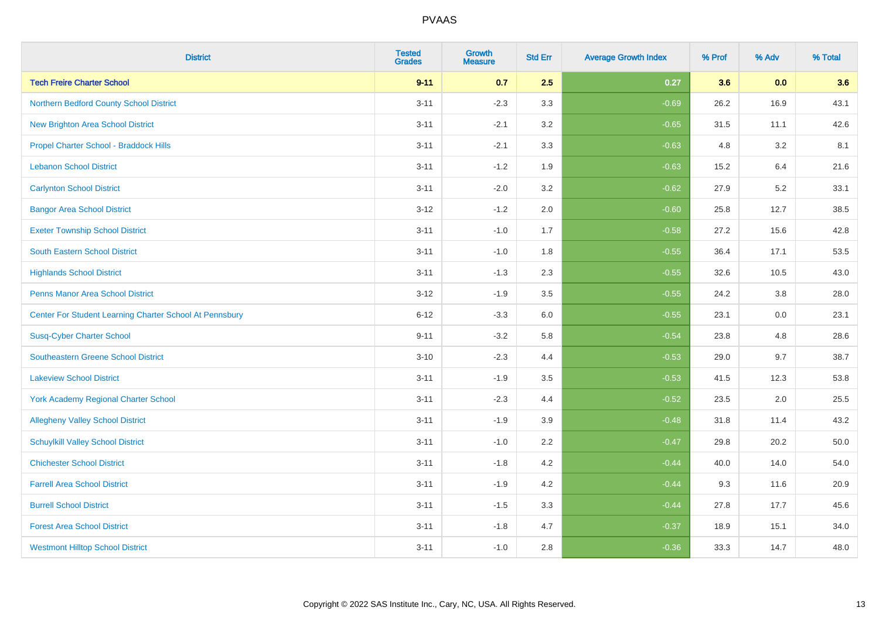| District | Tested Grades | Growth Measure | Std Err | Average Growth Index | % Prof | % Adv | % Total |
|---|---|---|---|---|---|---|---|
| **Tech Freire Charter School** | **9-11** | **0.7** | **2.5** | **0.27** | **3.6** | **0.0** | **3.6** |
| Northern Bedford County School District | 3-11 | -2.3 | 3.3 | -0.69 | 26.2 | 16.9 | 43.1 |
| New Brighton Area School District | 3-11 | -2.1 | 3.2 | -0.65 | 31.5 | 11.1 | 42.6 |
| Propel Charter School - Braddock Hills | 3-11 | -2.1 | 3.3 | -0.63 | 4.8 | 3.2 | 8.1 |
| Lebanon School District | 3-11 | -1.2 | 1.9 | -0.63 | 15.2 | 6.4 | 21.6 |
| Carlynton School District | 3-11 | -2.0 | 3.2 | -0.62 | 27.9 | 5.2 | 33.1 |
| Bangor Area School District | 3-12 | -1.2 | 2.0 | -0.60 | 25.8 | 12.7 | 38.5 |
| Exeter Township School District | 3-11 | -1.0 | 1.7 | -0.58 | 27.2 | 15.6 | 42.8 |
| South Eastern School District | 3-11 | -1.0 | 1.8 | -0.55 | 36.4 | 17.1 | 53.5 |
| Highlands School District | 3-11 | -1.3 | 2.3 | -0.55 | 32.6 | 10.5 | 43.0 |
| Penns Manor Area School District | 3-12 | -1.9 | 3.5 | -0.55 | 24.2 | 3.8 | 28.0 |
| Center For Student Learning Charter School At Pennsbury | 6-12 | -3.3 | 6.0 | -0.55 | 23.1 | 0.0 | 23.1 |
| Susq-Cyber Charter School | 9-11 | -3.2 | 5.8 | -0.54 | 23.8 | 4.8 | 28.6 |
| Southeastern Greene School District | 3-10 | -2.3 | 4.4 | -0.53 | 29.0 | 9.7 | 38.7 |
| Lakeview School District | 3-11 | -1.9 | 3.5 | -0.53 | 41.5 | 12.3 | 53.8 |
| York Academy Regional Charter School | 3-11 | -2.3 | 4.4 | -0.52 | 23.5 | 2.0 | 25.5 |
| Allegheny Valley School District | 3-11 | -1.9 | 3.9 | -0.48 | 31.8 | 11.4 | 43.2 |
| Schuylkill Valley School District | 3-11 | -1.0 | 2.2 | -0.47 | 29.8 | 20.2 | 50.0 |
| Chichester School District | 3-11 | -1.8 | 4.2 | -0.44 | 40.0 | 14.0 | 54.0 |
| Farrell Area School District | 3-11 | -1.9 | 4.2 | -0.44 | 9.3 | 11.6 | 20.9 |
| Burrell School District | 3-11 | -1.5 | 3.3 | -0.44 | 27.8 | 17.7 | 45.6 |
| Forest Area School District | 3-11 | -1.8 | 4.7 | -0.37 | 18.9 | 15.1 | 34.0 |
| Westmont Hilltop School District | 3-11 | -1.0 | 2.8 | -0.36 | 33.3 | 14.7 | 48.0 |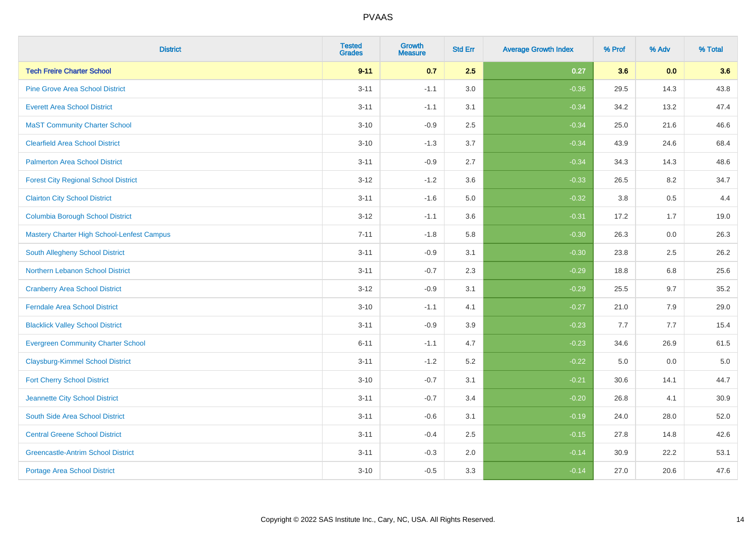# PVAAS

| District | Tested Grades | Growth Measure | Std Err | Average Growth Index | % Prof | % Adv | % Total |
|---|---|---|---|---|---|---|---|
| **Tech Freire Charter School** | **9-11** | **0.7** | **2.5** | **0.27** | **3.6** | **0.0** | **3.6** |
| Pine Grove Area School District | 3-11 | -1.1 | 3.0 | -0.36 | 29.5 | 14.3 | 43.8 |
| Everett Area School District | 3-11 | -1.1 | 3.1 | -0.34 | 34.2 | 13.2 | 47.4 |
| MaST Community Charter School | 3-10 | -0.9 | 2.5 | -0.34 | 25.0 | 21.6 | 46.6 |
| Clearfield Area School District | 3-10 | -1.3 | 3.7 | -0.34 | 43.9 | 24.6 | 68.4 |
| Palmerton Area School District | 3-11 | -0.9 | 2.7 | -0.34 | 34.3 | 14.3 | 48.6 |
| Forest City Regional School District | 3-12 | -1.2 | 3.6 | -0.33 | 26.5 | 8.2 | 34.7 |
| Clairton City School District | 3-11 | -1.6 | 5.0 | -0.32 | 3.8 | 0.5 | 4.4 |
| Columbia Borough School District | 3-12 | -1.1 | 3.6 | -0.31 | 17.2 | 1.7 | 19.0 |
| Mastery Charter High School-Lenfest Campus | 7-11 | -1.8 | 5.8 | -0.30 | 26.3 | 0.0 | 26.3 |
| South Allegheny School District | 3-11 | -0.9 | 3.1 | -0.30 | 23.8 | 2.5 | 26.2 |
| Northern Lebanon School District | 3-11 | -0.7 | 2.3 | -0.29 | 18.8 | 6.8 | 25.6 |
| Cranberry Area School District | 3-12 | -0.9 | 3.1 | -0.29 | 25.5 | 9.7 | 35.2 |
| Ferndale Area School District | 3-10 | -1.1 | 4.1 | -0.27 | 21.0 | 7.9 | 29.0 |
| Blacklick Valley School District | 3-11 | -0.9 | 3.9 | -0.23 | 7.7 | 7.7 | 15.4 |
| Evergreen Community Charter School | 6-11 | -1.1 | 4.7 | -0.23 | 34.6 | 26.9 | 61.5 |
| Claysburg-Kimmel School District | 3-11 | -1.2 | 5.2 | -0.22 | 5.0 | 0.0 | 5.0 |
| Fort Cherry School District | 3-10 | -0.7 | 3.1 | -0.21 | 30.6 | 14.1 | 44.7 |
| Jeannette City School District | 3-11 | -0.7 | 3.4 | -0.20 | 26.8 | 4.1 | 30.9 |
| South Side Area School District | 3-11 | -0.6 | 3.1 | -0.19 | 24.0 | 28.0 | 52.0 |
| Central Greene School District | 3-11 | -0.4 | 2.5 | -0.15 | 27.8 | 14.8 | 42.6 |
| Greencastle-Antrim School District | 3-11 | -0.3 | 2.0 | -0.14 | 30.9 | 22.2 | 53.1 |
| Portage Area School District | 3-10 | -0.5 | 3.3 | -0.14 | 27.0 | 20.6 | 47.6 |

Copyright © 2022 SAS Institute Inc., Cary, NC, USA. All Rights Reserved.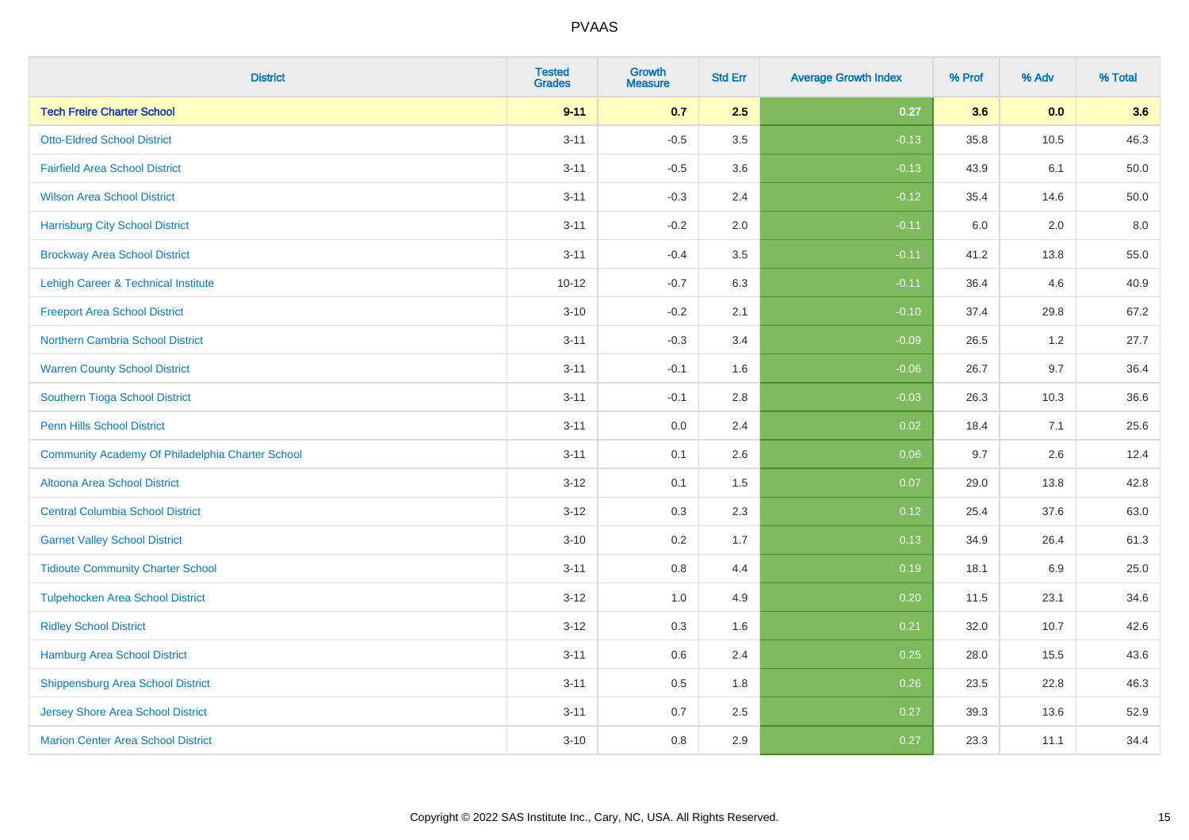# PVAAS

| District | Tested Grades | Growth Measure | Std Err | Average Growth Index | % Prof | % Adv | % Total |
|---|---|---|---|---|---|---|---|
| **Tech Freire Charter School** | **9-11** | **0.7** | **2.5** | **0.27** | **3.6** | **0.0** | **3.6** |
| Otto-Eldred School District | 3-11 | -0.5 | 3.5 | -0.13 | 35.8 | 10.5 | 46.3 |
| Fairfield Area School District | 3-11 | -0.5 | 3.6 | -0.13 | 43.9 | 6.1 | 50.0 |
| Wilson Area School District | 3-11 | -0.3 | 2.4 | -0.12 | 35.4 | 14.6 | 50.0 |
| Harrisburg City School District | 3-11 | -0.2 | 2.0 | -0.11 | 6.0 | 2.0 | 8.0 |
| Brockway Area School District | 3-11 | -0.4 | 3.5 | -0.11 | 41.2 | 13.8 | 55.0 |
| Lehigh Career & Technical Institute | 10-12 | -0.7 | 6.3 | -0.11 | 36.4 | 4.6 | 40.9 |
| Freeport Area School District | 3-10 | -0.2 | 2.1 | -0.10 | 37.4 | 29.8 | 67.2 |
| Northern Cambria School District | 3-11 | -0.3 | 3.4 | -0.09 | 26.5 | 1.2 | 27.7 |
| Warren County School District | 3-11 | -0.1 | 1.6 | -0.06 | 26.7 | 9.7 | 36.4 |
| Southern Tioga School District | 3-11 | -0.1 | 2.8 | -0.03 | 26.3 | 10.3 | 36.6 |
| Penn Hills School District | 3-11 | 0.0 | 2.4 | 0.02 | 18.4 | 7.1 | 25.6 |
| Community Academy Of Philadelphia Charter School | 3-11 | 0.1 | 2.6 | 0.06 | 9.7 | 2.6 | 12.4 |
| Altoona Area School District | 3-12 | 0.1 | 1.5 | 0.07 | 29.0 | 13.8 | 42.8 |
| Central Columbia School District | 3-12 | 0.3 | 2.3 | 0.12 | 25.4 | 37.6 | 63.0 |
| Garnet Valley School District | 3-10 | 0.2 | 1.7 | 0.13 | 34.9 | 26.4 | 61.3 |
| Tidioute Community Charter School | 3-11 | 0.8 | 4.4 | 0.19 | 18.1 | 6.9 | 25.0 |
| Tulpehocken Area School District | 3-12 | 1.0 | 4.9 | 0.20 | 11.5 | 23.1 | 34.6 |
| Ridley School District | 3-12 | 0.3 | 1.6 | 0.21 | 32.0 | 10.7 | 42.6 |
| Hamburg Area School District | 3-11 | 0.6 | 2.4 | 0.25 | 28.0 | 15.5 | 43.6 |
| Shippensburg Area School District | 3-11 | 0.5 | 1.8 | 0.26 | 23.5 | 22.8 | 46.3 |
| Jersey Shore Area School District | 3-11 | 0.7 | 2.5 | 0.27 | 39.3 | 13.6 | 52.9 |
| Marion Center Area School District | 3-10 | 0.8 | 2.9 | 0.27 | 23.3 | 11.1 | 34.4 |

Copyright © 2022 SAS Institute Inc., Cary, NC, USA. All Rights Reserved.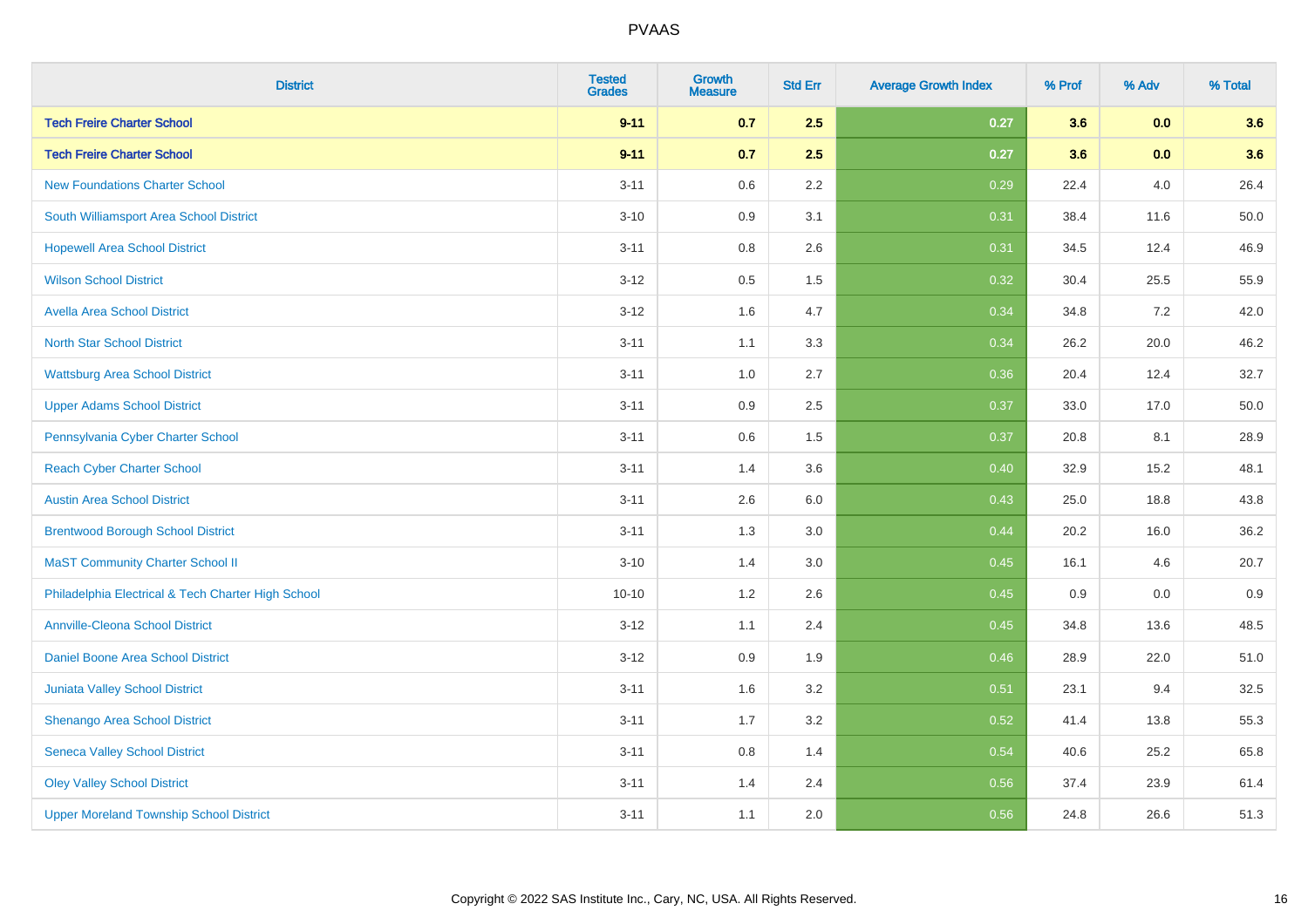| District | Tested Grades | Growth Measure | Std Err | Average Growth Index | % Prof | % Adv | % Total |
|---|---|---|---|---|---|---|---|
| **Tech Freire Charter School** | **9-11** | **0.7** | **2.5** | **0.27** | **3.6** | **0.0** | **3.6** |
| **Tech Freire Charter School** | **9-11** | **0.7** | **2.5** | **0.27** | **3.6** | **0.0** | **3.6** |
| New Foundations Charter School | 3-11 | 0.6 | 2.2 | 0.29 | 22.4 | 4.0 | 26.4 |
| South Williamsport Area School District | 3-10 | 0.9 | 3.1 | 0.31 | 38.4 | 11.6 | 50.0 |
| Hopewell Area School District | 3-11 | 0.8 | 2.6 | 0.31 | 34.5 | 12.4 | 46.9 |
| Wilson School District | 3-12 | 0.5 | 1.5 | 0.32 | 30.4 | 25.5 | 55.9 |
| Avella Area School District | 3-12 | 1.6 | 4.7 | 0.34 | 34.8 | 7.2 | 42.0 |
| North Star School District | 3-11 | 1.1 | 3.3 | 0.34 | 26.2 | 20.0 | 46.2 |
| Wattsburg Area School District | 3-11 | 1.0 | 2.7 | 0.36 | 20.4 | 12.4 | 32.7 |
| Upper Adams School District | 3-11 | 0.9 | 2.5 | 0.37 | 33.0 | 17.0 | 50.0 |
| Pennsylvania Cyber Charter School | 3-11 | 0.6 | 1.5 | 0.37 | 20.8 | 8.1 | 28.9 |
| Reach Cyber Charter School | 3-11 | 1.4 | 3.6 | 0.40 | 32.9 | 15.2 | 48.1 |
| Austin Area School District | 3-11 | 2.6 | 6.0 | 0.43 | 25.0 | 18.8 | 43.8 |
| Brentwood Borough School District | 3-11 | 1.3 | 3.0 | 0.44 | 20.2 | 16.0 | 36.2 |
| MaST Community Charter School II | 3-10 | 1.4 | 3.0 | 0.45 | 16.1 | 4.6 | 20.7 |
| Philadelphia Electrical & Tech Charter High School | 10-10 | 1.2 | 2.6 | 0.45 | 0.9 | 0.0 | 0.9 |
| Annville-Cleona School District | 3-12 | 1.1 | 2.4 | 0.45 | 34.8 | 13.6 | 48.5 |
| Daniel Boone Area School District | 3-12 | 0.9 | 1.9 | 0.46 | 28.9 | 22.0 | 51.0 |
| Juniata Valley School District | 3-11 | 1.6 | 3.2 | 0.51 | 23.1 | 9.4 | 32.5 |
| Shenango Area School District | 3-11 | 1.7 | 3.2 | 0.52 | 41.4 | 13.8 | 55.3 |
| Seneca Valley School District | 3-11 | 0.8 | 1.4 | 0.54 | 40.6 | 25.2 | 65.8 |
| Oley Valley School District | 3-11 | 1.4 | 2.4 | 0.56 | 37.4 | 23.9 | 61.4 |
| Upper Moreland Township School District | 3-11 | 1.1 | 2.0 | 0.56 | 24.8 | 26.6 | 51.3 |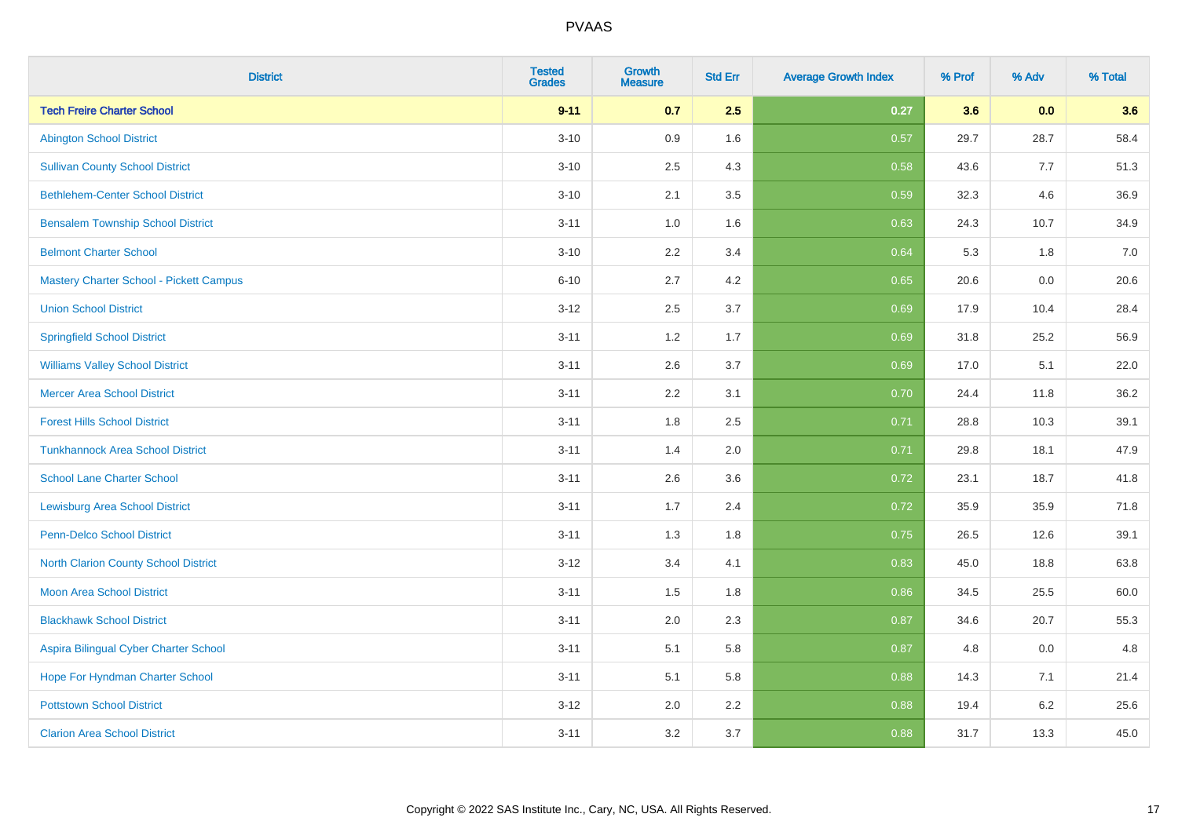| District | Tested Grades | Growth Measure | Std Err | Average Growth Index | % Prof | % Adv | % Total |
|---|---|---|---|---|---|---|---|
| **Tech Freire Charter School** | **9-11** | **0.7** | **2.5** | **0.27** | **3.6** | **0.0** | **3.6** |
| Abington School District | 3-10 | 0.9 | 1.6 | 0.57 | 29.7 | 28.7 | 58.4 |
| Sullivan County School District | 3-10 | 2.5 | 4.3 | 0.58 | 43.6 | 7.7 | 51.3 |
| Bethlehem-Center School District | 3-10 | 2.1 | 3.5 | 0.59 | 32.3 | 4.6 | 36.9 |
| Bensalem Township School District | 3-11 | 1.0 | 1.6 | 0.63 | 24.3 | 10.7 | 34.9 |
| Belmont Charter School | 3-10 | 2.2 | 3.4 | 0.64 | 5.3 | 1.8 | 7.0 |
| Mastery Charter School - Pickett Campus | 6-10 | 2.7 | 4.2 | 0.65 | 20.6 | 0.0 | 20.6 |
| Union School District | 3-12 | 2.5 | 3.7 | 0.69 | 17.9 | 10.4 | 28.4 |
| Springfield School District | 3-11 | 1.2 | 1.7 | 0.69 | 31.8 | 25.2 | 56.9 |
| Williams Valley School District | 3-11 | 2.6 | 3.7 | 0.69 | 17.0 | 5.1 | 22.0 |
| Mercer Area School District | 3-11 | 2.2 | 3.1 | 0.70 | 24.4 | 11.8 | 36.2 |
| Forest Hills School District | 3-11 | 1.8 | 2.5 | 0.71 | 28.8 | 10.3 | 39.1 |
| Tunkhannock Area School District | 3-11 | 1.4 | 2.0 | 0.71 | 29.8 | 18.1 | 47.9 |
| School Lane Charter School | 3-11 | 2.6 | 3.6 | 0.72 | 23.1 | 18.7 | 41.8 |
| Lewisburg Area School District | 3-11 | 1.7 | 2.4 | 0.72 | 35.9 | 35.9 | 71.8 |
| Penn-Delco School District | 3-11 | 1.3 | 1.8 | 0.75 | 26.5 | 12.6 | 39.1 |
| North Clarion County School District | 3-12 | 3.4 | 4.1 | 0.83 | 45.0 | 18.8 | 63.8 |
| Moon Area School District | 3-11 | 1.5 | 1.8 | 0.86 | 34.5 | 25.5 | 60.0 |
| Blackhawk School District | 3-11 | 2.0 | 2.3 | 0.87 | 34.6 | 20.7 | 55.3 |
| Aspira Bilingual Cyber Charter School | 3-11 | 5.1 | 5.8 | 0.87 | 4.8 | 0.0 | 4.8 |
| Hope For Hyndman Charter School | 3-11 | 5.1 | 5.8 | 0.88 | 14.3 | 7.1 | 21.4 |
| Pottstown School District | 3-12 | 2.0 | 2.2 | 0.88 | 19.4 | 6.2 | 25.6 |
| Clarion Area School District | 3-11 | 3.2 | 3.7 | 0.88 | 31.7 | 13.3 | 45.0 |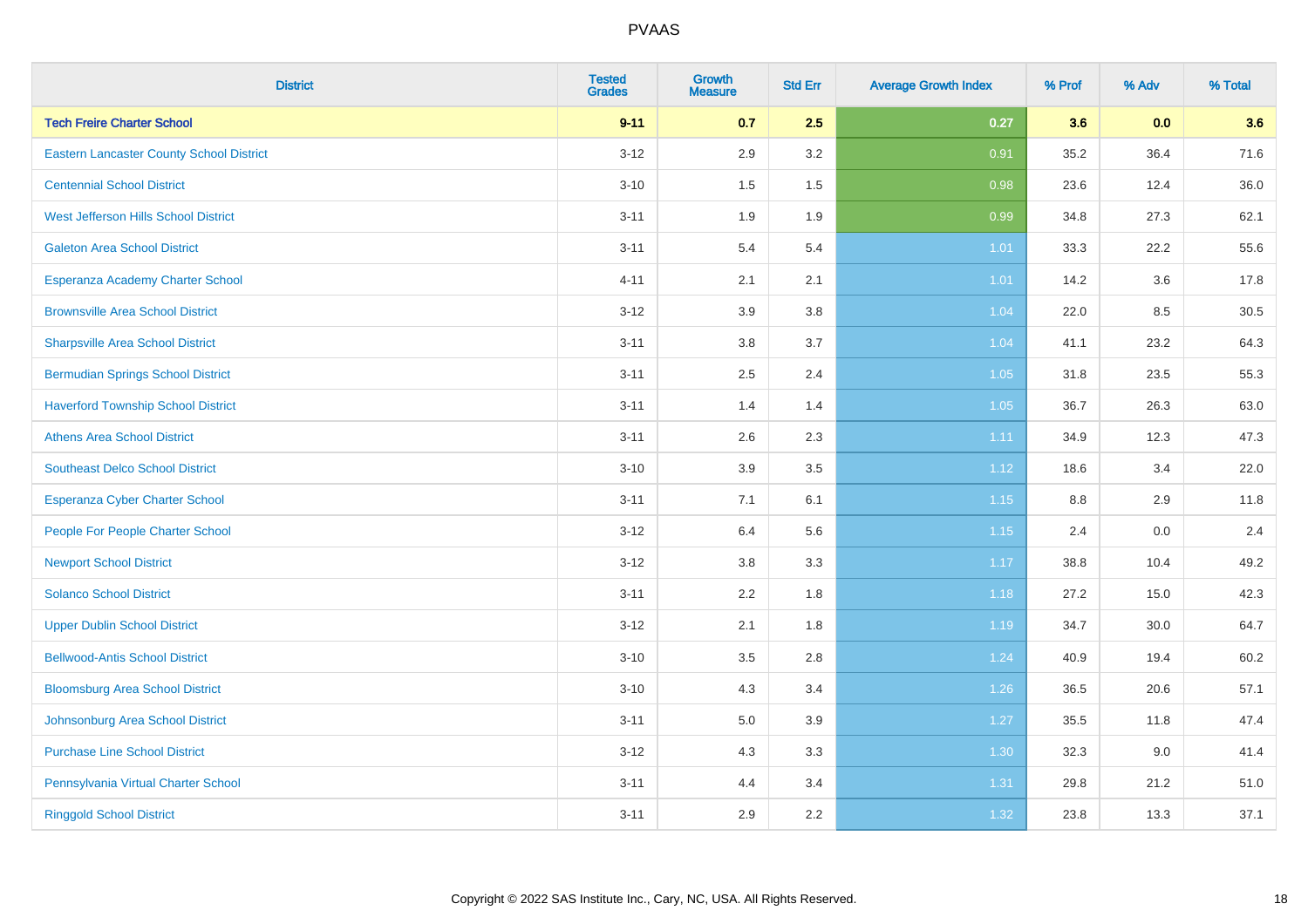# PVAAS

| District | Tested Grades | Growth Measure | Std Err | Average Growth Index | % Prof | % Adv | % Total |
|---|---|---|---|---|---|---|---|
| **Tech Freire Charter School** | **9-11** | **0.7** | **2.5** | **0.27** | **3.6** | **0.0** | **3.6** |
| Eastern Lancaster County School District | 3-12 | 2.9 | 3.2 | 0.91 | 35.2 | 36.4 | 71.6 |
| Centennial School District | 3-10 | 1.5 | 1.5 | 0.98 | 23.6 | 12.4 | 36.0 |
| West Jefferson Hills School District | 3-11 | 1.9 | 1.9 | 0.99 | 34.8 | 27.3 | 62.1 |
| Galeton Area School District | 3-11 | 5.4 | 5.4 | 1.01 | 33.3 | 22.2 | 55.6 |
| Esperanza Academy Charter School | 4-11 | 2.1 | 2.1 | 1.01 | 14.2 | 3.6 | 17.8 |
| Brownsville Area School District | 3-12 | 3.9 | 3.8 | 1.04 | 22.0 | 8.5 | 30.5 |
| Sharpsville Area School District | 3-11 | 3.8 | 3.7 | 1.04 | 41.1 | 23.2 | 64.3 |
| Bermudian Springs School District | 3-11 | 2.5 | 2.4 | 1.05 | 31.8 | 23.5 | 55.3 |
| Haverford Township School District | 3-11 | 1.4 | 1.4 | 1.05 | 36.7 | 26.3 | 63.0 |
| Athens Area School District | 3-11 | 2.6 | 2.3 | 1.11 | 34.9 | 12.3 | 47.3 |
| Southeast Delco School District | 3-10 | 3.9 | 3.5 | 1.12 | 18.6 | 3.4 | 22.0 |
| Esperanza Cyber Charter School | 3-11 | 7.1 | 6.1 | 1.15 | 8.8 | 2.9 | 11.8 |
| People For People Charter School | 3-12 | 6.4 | 5.6 | 1.15 | 2.4 | 0.0 | 2.4 |
| Newport School District | 3-12 | 3.8 | 3.3 | 1.17 | 38.8 | 10.4 | 49.2 |
| Solanco School District | 3-11 | 2.2 | 1.8 | 1.18 | 27.2 | 15.0 | 42.3 |
| Upper Dublin School District | 3-12 | 2.1 | 1.8 | 1.19 | 34.7 | 30.0 | 64.7 |
| Bellwood-Antis School District | 3-10 | 3.5 | 2.8 | 1.24 | 40.9 | 19.4 | 60.2 |
| Bloomsburg Area School District | 3-10 | 4.3 | 3.4 | 1.26 | 36.5 | 20.6 | 57.1 |
| Johnsonburg Area School District | 3-11 | 5.0 | 3.9 | 1.27 | 35.5 | 11.8 | 47.4 |
| Purchase Line School District | 3-12 | 4.3 | 3.3 | 1.30 | 32.3 | 9.0 | 41.4 |
| Pennsylvania Virtual Charter School | 3-11 | 4.4 | 3.4 | 1.31 | 29.8 | 21.2 | 51.0 |
| Ringgold School District | 3-11 | 2.9 | 2.2 | 1.32 | 23.8 | 13.3 | 37.1 |

Copyright © 2022 SAS Institute Inc., Cary, NC, USA. All Rights Reserved.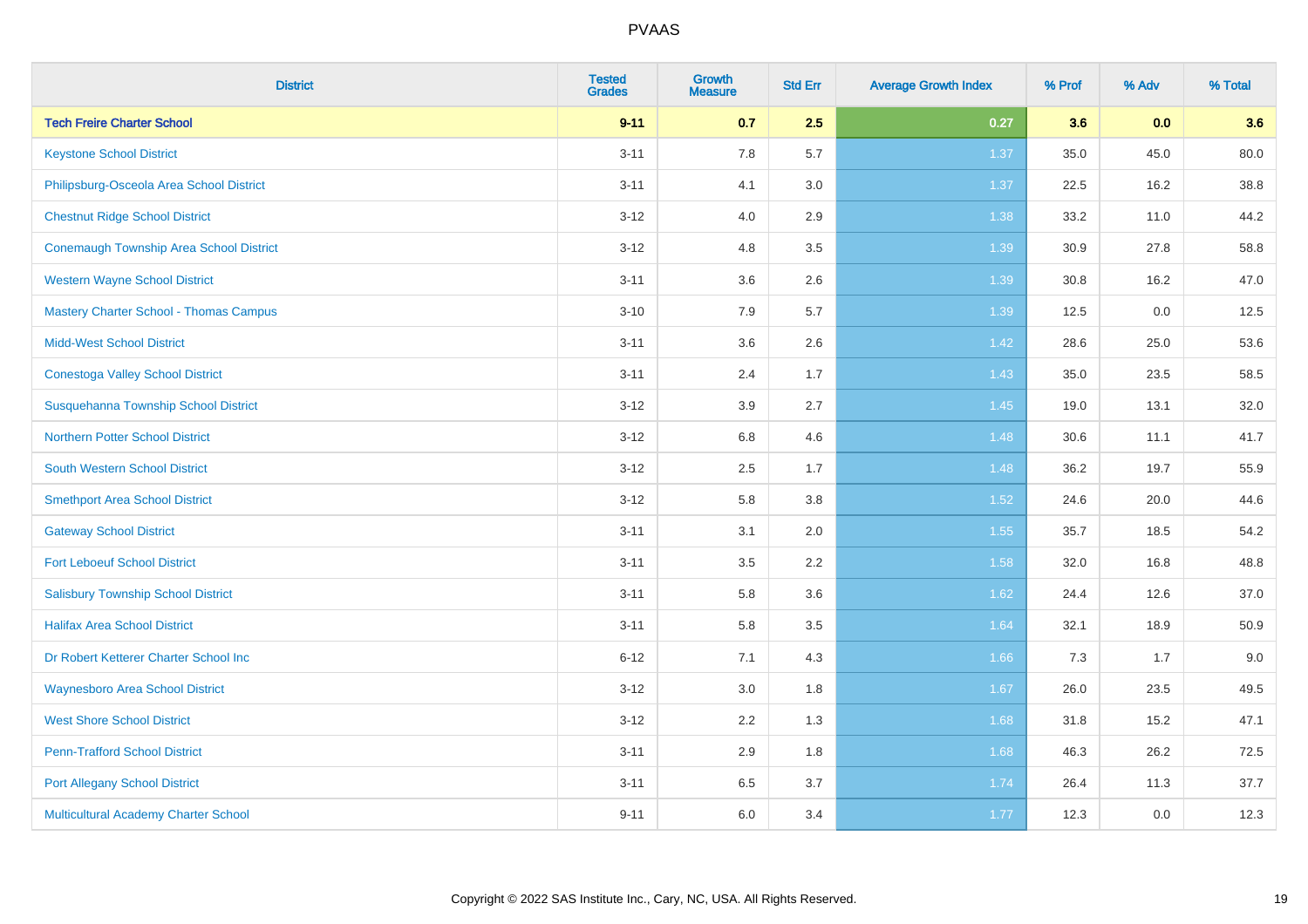# PVAAS

| District | Tested Grades | Growth Measure | Std Err | Average Growth Index | % Prof | % Adv | % Total |
|---|---|---|---|---|---|---|---|
| **Tech Freire Charter School** | **9-11** | **0.7** | **2.5** | **0.27** | **3.6** | **0.0** | **3.6** |
| Keystone School District | 3-11 | 7.8 | 5.7 | 1.37 | 35.0 | 45.0 | 80.0 |
| Philipsburg-Osceola Area School District | 3-11 | 4.1 | 3.0 | 1.37 | 22.5 | 16.2 | 38.8 |
| Chestnut Ridge School District | 3-12 | 4.0 | 2.9 | 1.38 | 33.2 | 11.0 | 44.2 |
| Conemaugh Township Area School District | 3-12 | 4.8 | 3.5 | 1.39 | 30.9 | 27.8 | 58.8 |
| Western Wayne School District | 3-11 | 3.6 | 2.6 | 1.39 | 30.8 | 16.2 | 47.0 |
| Mastery Charter School - Thomas Campus | 3-10 | 7.9 | 5.7 | 1.39 | 12.5 | 0.0 | 12.5 |
| Midd-West School District | 3-11 | 3.6 | 2.6 | 1.42 | 28.6 | 25.0 | 53.6 |
| Conestoga Valley School District | 3-11 | 2.4 | 1.7 | 1.43 | 35.0 | 23.5 | 58.5 |
| Susquehanna Township School District | 3-12 | 3.9 | 2.7 | 1.45 | 19.0 | 13.1 | 32.0 |
| Northern Potter School District | 3-12 | 6.8 | 4.6 | 1.48 | 30.6 | 11.1 | 41.7 |
| South Western School District | 3-12 | 2.5 | 1.7 | 1.48 | 36.2 | 19.7 | 55.9 |
| Smethport Area School District | 3-12 | 5.8 | 3.8 | 1.52 | 24.6 | 20.0 | 44.6 |
| Gateway School District | 3-11 | 3.1 | 2.0 | 1.55 | 35.7 | 18.5 | 54.2 |
| Fort Leboeuf School District | 3-11 | 3.5 | 2.2 | 1.58 | 32.0 | 16.8 | 48.8 |
| Salisbury Township School District | 3-11 | 5.8 | 3.6 | 1.62 | 24.4 | 12.6 | 37.0 |
| Halifax Area School District | 3-11 | 5.8 | 3.5 | 1.64 | 32.1 | 18.9 | 50.9 |
| Dr Robert Ketterer Charter School Inc | 6-12 | 7.1 | 4.3 | 1.66 | 7.3 | 1.7 | 9.0 |
| Waynesboro Area School District | 3-12 | 3.0 | 1.8 | 1.67 | 26.0 | 23.5 | 49.5 |
| West Shore School District | 3-12 | 2.2 | 1.3 | 1.68 | 31.8 | 15.2 | 47.1 |
| Penn-Trafford School District | 3-11 | 2.9 | 1.8 | 1.68 | 46.3 | 26.2 | 72.5 |
| Port Allegany School District | 3-11 | 6.5 | 3.7 | 1.74 | 26.4 | 11.3 | 37.7 |
| Multicultural Academy Charter School | 9-11 | 6.0 | 3.4 | 1.77 | 12.3 | 0.0 | 12.3 |

Copyright © 2022 SAS Institute Inc., Cary, NC, USA. All Rights Reserved.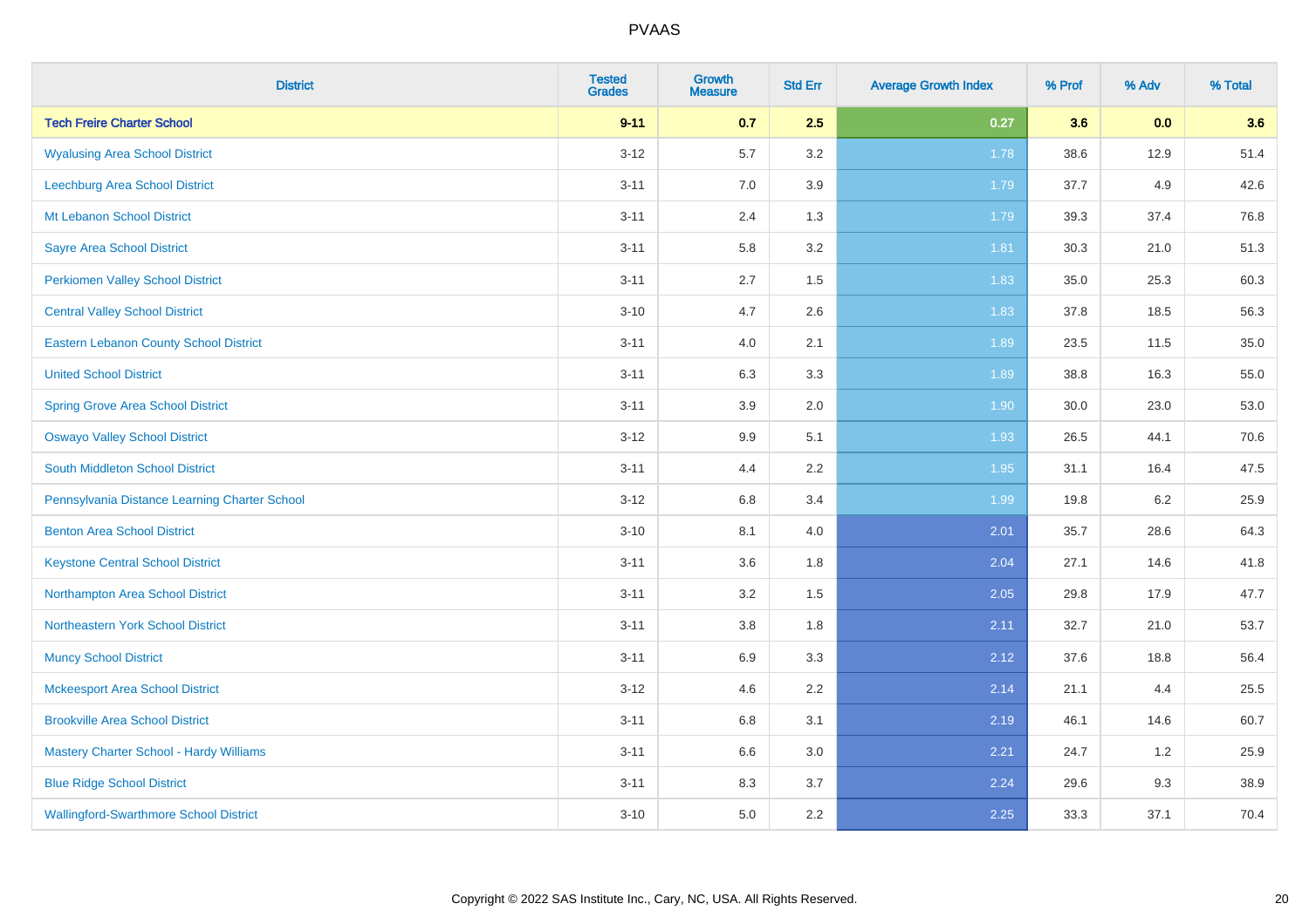PVAAS

| District | Tested Grades | Growth Measure | Std Err | Average Growth Index | % Prof | % Adv | % Total |
|---|---|---|---|---|---|---|---|
| **Tech Freire Charter School** | **9-11** | **0.7** | **2.5** | **0.27** | **3.6** | **0.0** | **3.6** |
| Wyalusing Area School District | 3-12 | 5.7 | 3.2 | 1.78 | 38.6 | 12.9 | 51.4 |
| Leechburg Area School District | 3-11 | 7.0 | 3.9 | 1.79 | 37.7 | 4.9 | 42.6 |
| Mt Lebanon School District | 3-11 | 2.4 | 1.3 | 1.79 | 39.3 | 37.4 | 76.8 |
| Sayre Area School District | 3-11 | 5.8 | 3.2 | 1.81 | 30.3 | 21.0 | 51.3 |
| Perkiomen Valley School District | 3-11 | 2.7 | 1.5 | 1.83 | 35.0 | 25.3 | 60.3 |
| Central Valley School District | 3-10 | 4.7 | 2.6 | 1.83 | 37.8 | 18.5 | 56.3 |
| Eastern Lebanon County School District | 3-11 | 4.0 | 2.1 | 1.89 | 23.5 | 11.5 | 35.0 |
| United School District | 3-11 | 6.3 | 3.3 | 1.89 | 38.8 | 16.3 | 55.0 |
| Spring Grove Area School District | 3-11 | 3.9 | 2.0 | 1.90 | 30.0 | 23.0 | 53.0 |
| Oswayo Valley School District | 3-12 | 9.9 | 5.1 | 1.93 | 26.5 | 44.1 | 70.6 |
| South Middleton School District | 3-11 | 4.4 | 2.2 | 1.95 | 31.1 | 16.4 | 47.5 |
| Pennsylvania Distance Learning Charter School | 3-12 | 6.8 | 3.4 | 1.99 | 19.8 | 6.2 | 25.9 |
| Benton Area School District | 3-10 | 8.1 | 4.0 | 2.01 | 35.7 | 28.6 | 64.3 |
| Keystone Central School District | 3-11 | 3.6 | 1.8 | 2.04 | 27.1 | 14.6 | 41.8 |
| Northampton Area School District | 3-11 | 3.2 | 1.5 | 2.05 | 29.8 | 17.9 | 47.7 |
| Northeastern York School District | 3-11 | 3.8 | 1.8 | 2.11 | 32.7 | 21.0 | 53.7 |
| Muncy School District | 3-11 | 6.9 | 3.3 | 2.12 | 37.6 | 18.8 | 56.4 |
| Mckeesport Area School District | 3-12 | 4.6 | 2.2 | 2.14 | 21.1 | 4.4 | 25.5 |
| Brookville Area School District | 3-11 | 6.8 | 3.1 | 2.19 | 46.1 | 14.6 | 60.7 |
| Mastery Charter School - Hardy Williams | 3-11 | 6.6 | 3.0 | 2.21 | 24.7 | 1.2 | 25.9 |
| Blue Ridge School District | 3-11 | 8.3 | 3.7 | 2.24 | 29.6 | 9.3 | 38.9 |
| Wallingford-Swarthmore School District | 3-10 | 5.0 | 2.2 | 2.25 | 33.3 | 37.1 | 70.4 |

Copyright © 2022 SAS Institute Inc., Cary, NC, USA. All Rights Reserved.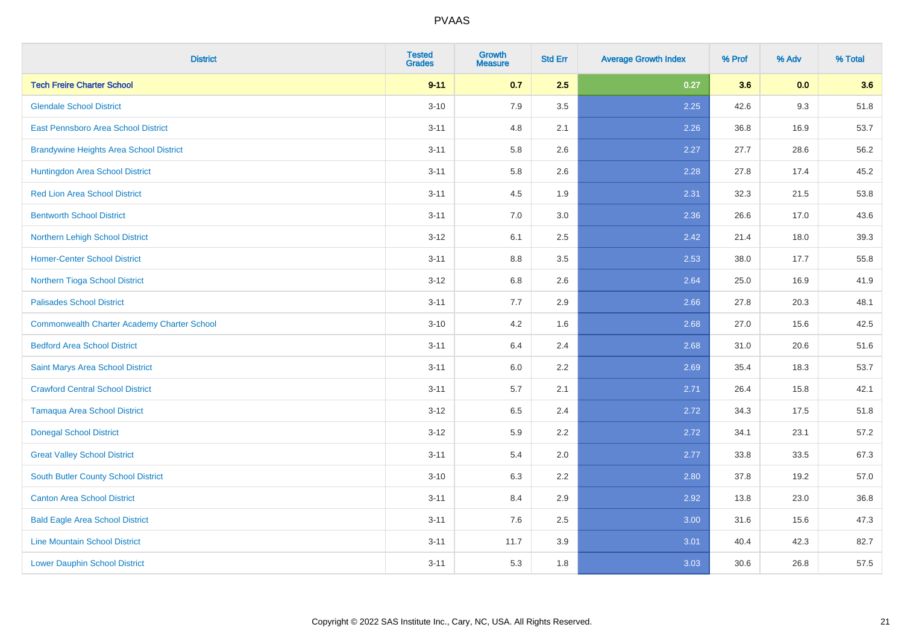# PVAAS

| District | Tested Grades | Growth Measure | Std Err | Average Growth Index | % Prof | % Adv | % Total |
|---|---|---|---|---|---|---|---|
| **Tech Freire Charter School** | **9-11** | **0.7** | **2.5** | **0.27** | **3.6** | **0.0** | **3.6** |
| Glendale School District | 3-10 | 7.9 | 3.5 | 2.25 | 42.6 | 9.3 | 51.8 |
| East Pennsboro Area School District | 3-11 | 4.8 | 2.1 | 2.26 | 36.8 | 16.9 | 53.7 |
| Brandywine Heights Area School District | 3-11 | 5.8 | 2.6 | 2.27 | 27.7 | 28.6 | 56.2 |
| Huntingdon Area School District | 3-11 | 5.8 | 2.6 | 2.28 | 27.8 | 17.4 | 45.2 |
| Red Lion Area School District | 3-11 | 4.5 | 1.9 | 2.31 | 32.3 | 21.5 | 53.8 |
| Bentworth School District | 3-11 | 7.0 | 3.0 | 2.36 | 26.6 | 17.0 | 43.6 |
| Northern Lehigh School District | 3-12 | 6.1 | 2.5 | 2.42 | 21.4 | 18.0 | 39.3 |
| Homer-Center School District | 3-11 | 8.8 | 3.5 | 2.53 | 38.0 | 17.7 | 55.8 |
| Northern Tioga School District | 3-12 | 6.8 | 2.6 | 2.64 | 25.0 | 16.9 | 41.9 |
| Palisades School District | 3-11 | 7.7 | 2.9 | 2.66 | 27.8 | 20.3 | 48.1 |
| Commonwealth Charter Academy Charter School | 3-10 | 4.2 | 1.6 | 2.68 | 27.0 | 15.6 | 42.5 |
| Bedford Area School District | 3-11 | 6.4 | 2.4 | 2.68 | 31.0 | 20.6 | 51.6 |
| Saint Marys Area School District | 3-11 | 6.0 | 2.2 | 2.69 | 35.4 | 18.3 | 53.7 |
| Crawford Central School District | 3-11 | 5.7 | 2.1 | 2.71 | 26.4 | 15.8 | 42.1 |
| Tamaqua Area School District | 3-12 | 6.5 | 2.4 | 2.72 | 34.3 | 17.5 | 51.8 |
| Donegal School District | 3-12 | 5.9 | 2.2 | 2.72 | 34.1 | 23.1 | 57.2 |
| Great Valley School District | 3-11 | 5.4 | 2.0 | 2.77 | 33.8 | 33.5 | 67.3 |
| South Butler County School District | 3-10 | 6.3 | 2.2 | 2.80 | 37.8 | 19.2 | 57.0 |
| Canton Area School District | 3-11 | 8.4 | 2.9 | 2.92 | 13.8 | 23.0 | 36.8 |
| Bald Eagle Area School District | 3-11 | 7.6 | 2.5 | 3.00 | 31.6 | 15.6 | 47.3 |
| Line Mountain School District | 3-11 | 11.7 | 3.9 | 3.01 | 40.4 | 42.3 | 82.7 |
| Lower Dauphin School District | 3-11 | 5.3 | 1.8 | 3.03 | 30.6 | 26.8 | 57.5 |

Copyright © 2022 SAS Institute Inc., Cary, NC, USA. All Rights Reserved.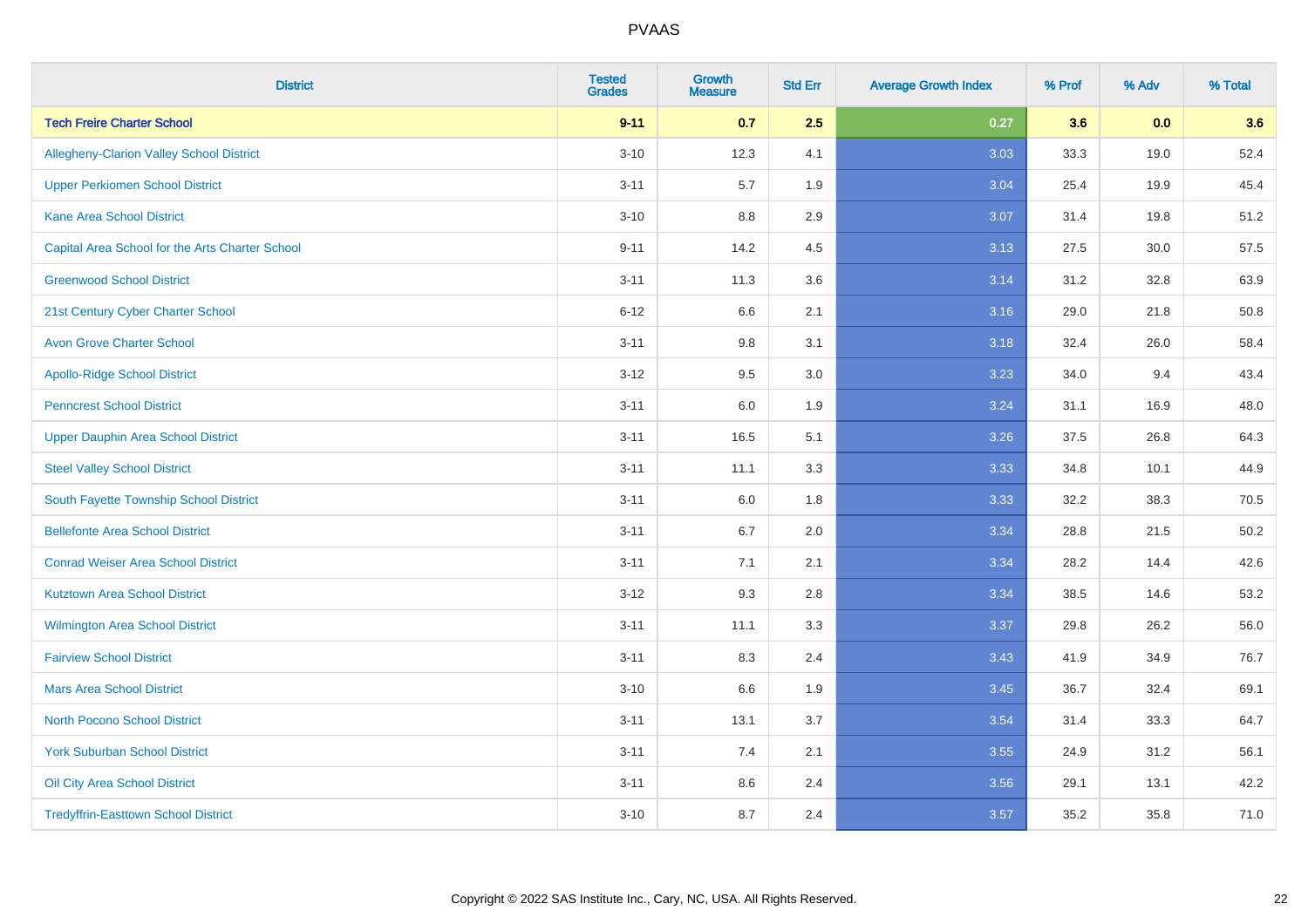# PVAAS

| District | Tested Grades | Growth Measure | Std Err | Average Growth Index | % Prof | % Adv | % Total |
|---|---|---|---|---|---|---|---|
| **Tech Freire Charter School** | **9-11** | **0.7** | **2.5** | **0.27** | **3.6** | **0.0** | **3.6** |
| Allegheny-Clarion Valley School District | 3-10 | 12.3 | 4.1 | 3.03 | 33.3 | 19.0 | 52.4 |
| Upper Perkiomen School District | 3-11 | 5.7 | 1.9 | 3.04 | 25.4 | 19.9 | 45.4 |
| Kane Area School District | 3-10 | 8.8 | 2.9 | 3.07 | 31.4 | 19.8 | 51.2 |
| Capital Area School for the Arts Charter School | 9-11 | 14.2 | 4.5 | 3.13 | 27.5 | 30.0 | 57.5 |
| Greenwood School District | 3-11 | 11.3 | 3.6 | 3.14 | 31.2 | 32.8 | 63.9 |
| 21st Century Cyber Charter School | 6-12 | 6.6 | 2.1 | 3.16 | 29.0 | 21.8 | 50.8 |
| Avon Grove Charter School | 3-11 | 9.8 | 3.1 | 3.18 | 32.4 | 26.0 | 58.4 |
| Apollo-Ridge School District | 3-12 | 9.5 | 3.0 | 3.23 | 34.0 | 9.4 | 43.4 |
| Penncrest School District | 3-11 | 6.0 | 1.9 | 3.24 | 31.1 | 16.9 | 48.0 |
| Upper Dauphin Area School District | 3-11 | 16.5 | 5.1 | 3.26 | 37.5 | 26.8 | 64.3 |
| Steel Valley School District | 3-11 | 11.1 | 3.3 | 3.33 | 34.8 | 10.1 | 44.9 |
| South Fayette Township School District | 3-11 | 6.0 | 1.8 | 3.33 | 32.2 | 38.3 | 70.5 |
| Bellefonte Area School District | 3-11 | 6.7 | 2.0 | 3.34 | 28.8 | 21.5 | 50.2 |
| Conrad Weiser Area School District | 3-11 | 7.1 | 2.1 | 3.34 | 28.2 | 14.4 | 42.6 |
| Kutztown Area School District | 3-12 | 9.3 | 2.8 | 3.34 | 38.5 | 14.6 | 53.2 |
| Wilmington Area School District | 3-11 | 11.1 | 3.3 | 3.37 | 29.8 | 26.2 | 56.0 |
| Fairview School District | 3-11 | 8.3 | 2.4 | 3.43 | 41.9 | 34.9 | 76.7 |
| Mars Area School District | 3-10 | 6.6 | 1.9 | 3.45 | 36.7 | 32.4 | 69.1 |
| North Pocono School District | 3-11 | 13.1 | 3.7 | 3.54 | 31.4 | 33.3 | 64.7 |
| York Suburban School District | 3-11 | 7.4 | 2.1 | 3.55 | 24.9 | 31.2 | 56.1 |
| Oil City Area School District | 3-11 | 8.6 | 2.4 | 3.56 | 29.1 | 13.1 | 42.2 |
| Tredyffrin-Easttown School District | 3-10 | 8.7 | 2.4 | 3.57 | 35.2 | 35.8 | 71.0 |

Copyright © 2022 SAS Institute Inc., Cary, NC, USA. All Rights Reserved.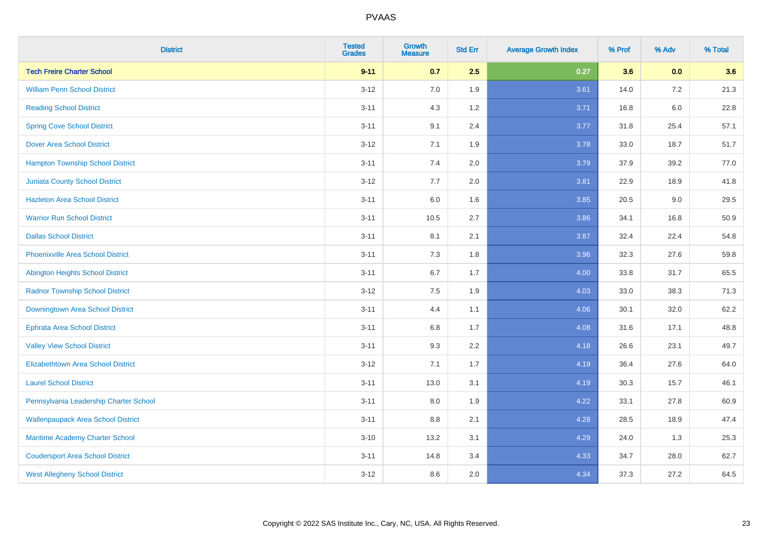# PVAAS

| District | Tested Grades | Growth Measure | Std Err | Average Growth Index | % Prof | % Adv | % Total |
|---|---|---|---|---|---|---|---|
| **Tech Freire Charter School** | **9-11** | **0.7** | **2.5** | **0.27** | **3.6** | **0.0** | **3.6** |
| William Penn School District | 3-12 | 7.0 | 1.9 | 3.61 | 14.0 | 7.2 | 21.3 |
| Reading School District | 3-11 | 4.3 | 1.2 | 3.71 | 16.8 | 6.0 | 22.8 |
| Spring Cove School District | 3-11 | 9.1 | 2.4 | 3.77 | 31.8 | 25.4 | 57.1 |
| Dover Area School District | 3-12 | 7.1 | 1.9 | 3.78 | 33.0 | 18.7 | 51.7 |
| Hampton Township School District | 3-11 | 7.4 | 2.0 | 3.79 | 37.9 | 39.2 | 77.0 |
| Juniata County School District | 3-12 | 7.7 | 2.0 | 3.81 | 22.9 | 18.9 | 41.8 |
| Hazleton Area School District | 3-11 | 6.0 | 1.6 | 3.85 | 20.5 | 9.0 | 29.5 |
| Warrior Run School District | 3-11 | 10.5 | 2.7 | 3.86 | 34.1 | 16.8 | 50.9 |
| Dallas School District | 3-11 | 8.1 | 2.1 | 3.87 | 32.4 | 22.4 | 54.8 |
| Phoenixville Area School District | 3-11 | 7.3 | 1.8 | 3.96 | 32.3 | 27.6 | 59.8 |
| Abington Heights School District | 3-11 | 6.7 | 1.7 | 4.00 | 33.8 | 31.7 | 65.5 |
| Radnor Township School District | 3-12 | 7.5 | 1.9 | 4.03 | 33.0 | 38.3 | 71.3 |
| Downingtown Area School District | 3-11 | 4.4 | 1.1 | 4.06 | 30.1 | 32.0 | 62.2 |
| Ephrata Area School District | 3-11 | 6.8 | 1.7 | 4.08 | 31.6 | 17.1 | 48.8 |
| Valley View School District | 3-11 | 9.3 | 2.2 | 4.18 | 26.6 | 23.1 | 49.7 |
| Elizabethtown Area School District | 3-12 | 7.1 | 1.7 | 4.19 | 36.4 | 27.6 | 64.0 |
| Laurel School District | 3-11 | 13.0 | 3.1 | 4.19 | 30.3 | 15.7 | 46.1 |
| Pennsylvania Leadership Charter School | 3-11 | 8.0 | 1.9 | 4.22 | 33.1 | 27.8 | 60.9 |
| Wallenpaupack Area School District | 3-11 | 8.8 | 2.1 | 4.28 | 28.5 | 18.9 | 47.4 |
| Maritime Academy Charter School | 3-10 | 13.2 | 3.1 | 4.29 | 24.0 | 1.3 | 25.3 |
| Coudersport Area School District | 3-11 | 14.8 | 3.4 | 4.33 | 34.7 | 28.0 | 62.7 |
| West Allegheny School District | 3-12 | 8.6 | 2.0 | 4.34 | 37.3 | 27.2 | 64.5 |

Copyright © 2022 SAS Institute Inc., Cary, NC, USA. All Rights Reserved.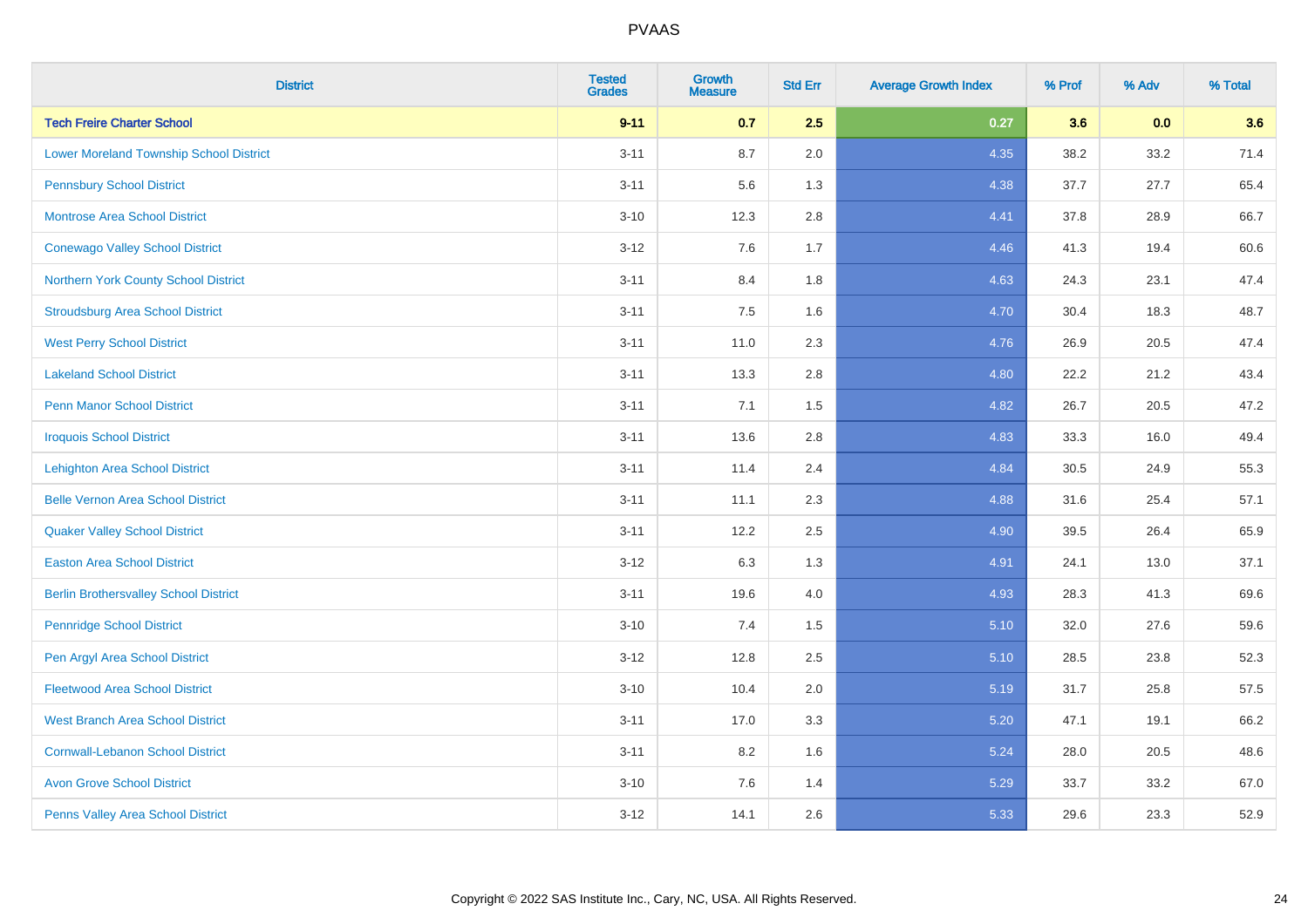| District | Tested Grades | Growth Measure | Std Err | Average Growth Index | % Prof | % Adv | % Total |
|---|---|---|---|---|---|---|---|
| **Tech Freire Charter School** | **9-11** | **0.7** | **2.5** | **0.27** | **3.6** | **0.0** | **3.6** |
| Lower Moreland Township School District | 3-11 | 8.7 | 2.0 | 4.35 | 38.2 | 33.2 | 71.4 |
| Pennsbury School District | 3-11 | 5.6 | 1.3 | 4.38 | 37.7 | 27.7 | 65.4 |
| Montrose Area School District | 3-10 | 12.3 | 2.8 | 4.41 | 37.8 | 28.9 | 66.7 |
| Conewago Valley School District | 3-12 | 7.6 | 1.7 | 4.46 | 41.3 | 19.4 | 60.6 |
| Northern York County School District | 3-11 | 8.4 | 1.8 | 4.63 | 24.3 | 23.1 | 47.4 |
| Stroudsburg Area School District | 3-11 | 7.5 | 1.6 | 4.70 | 30.4 | 18.3 | 48.7 |
| West Perry School District | 3-11 | 11.0 | 2.3 | 4.76 | 26.9 | 20.5 | 47.4 |
| Lakeland School District | 3-11 | 13.3 | 2.8 | 4.80 | 22.2 | 21.2 | 43.4 |
| Penn Manor School District | 3-11 | 7.1 | 1.5 | 4.82 | 26.7 | 20.5 | 47.2 |
| Iroquois School District | 3-11 | 13.6 | 2.8 | 4.83 | 33.3 | 16.0 | 49.4 |
| Lehighton Area School District | 3-11 | 11.4 | 2.4 | 4.84 | 30.5 | 24.9 | 55.3 |
| Belle Vernon Area School District | 3-11 | 11.1 | 2.3 | 4.88 | 31.6 | 25.4 | 57.1 |
| Quaker Valley School District | 3-11 | 12.2 | 2.5 | 4.90 | 39.5 | 26.4 | 65.9 |
| Easton Area School District | 3-12 | 6.3 | 1.3 | 4.91 | 24.1 | 13.0 | 37.1 |
| Berlin Brothersvalley School District | 3-11 | 19.6 | 4.0 | 4.93 | 28.3 | 41.3 | 69.6 |
| Pennridge School District | 3-10 | 7.4 | 1.5 | 5.10 | 32.0 | 27.6 | 59.6 |
| Pen Argyl Area School District | 3-12 | 12.8 | 2.5 | 5.10 | 28.5 | 23.8 | 52.3 |
| Fleetwood Area School District | 3-10 | 10.4 | 2.0 | 5.19 | 31.7 | 25.8 | 57.5 |
| West Branch Area School District | 3-11 | 17.0 | 3.3 | 5.20 | 47.1 | 19.1 | 66.2 |
| Cornwall-Lebanon School District | 3-11 | 8.2 | 1.6 | 5.24 | 28.0 | 20.5 | 48.6 |
| Avon Grove School District | 3-10 | 7.6 | 1.4 | 5.29 | 33.7 | 33.2 | 67.0 |
| Penns Valley Area School District | 3-12 | 14.1 | 2.6 | 5.33 | 29.6 | 23.3 | 52.9 |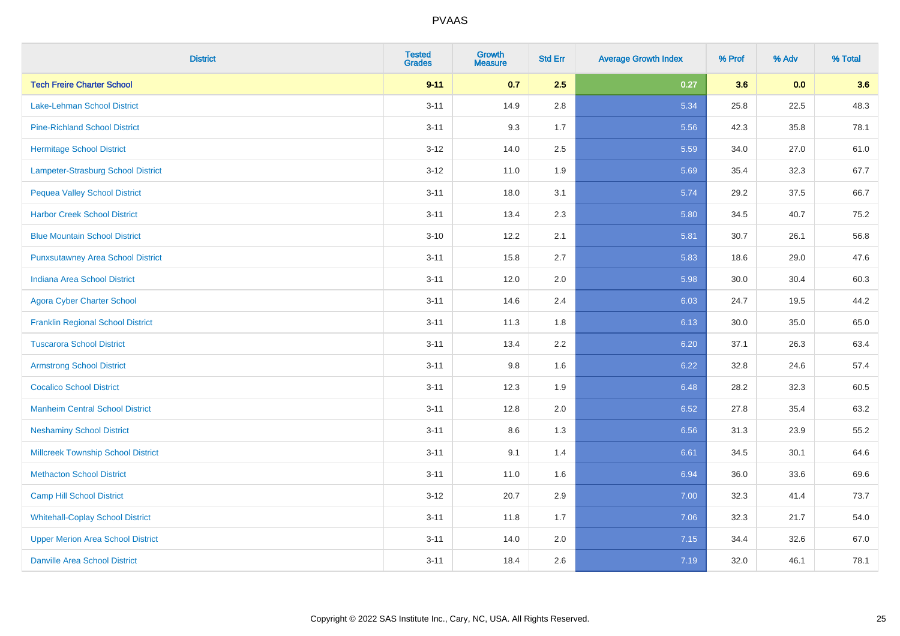# PVAAS

| District | Tested Grades | Growth Measure | Std Err | Average Growth Index | % Prof | % Adv | % Total |
|---|---|---|---|---|---|---|---|
| **Tech Freire Charter School** | **9-11** | **0.7** | **2.5** | **0.27** | **3.6** | **0.0** | **3.6** |
| Lake-Lehman School District | 3-11 | 14.9 | 2.8 | 5.34 | 25.8 | 22.5 | 48.3 |
| Pine-Richland School District | 3-11 | 9.3 | 1.7 | 5.56 | 42.3 | 35.8 | 78.1 |
| Hermitage School District | 3-12 | 14.0 | 2.5 | 5.59 | 34.0 | 27.0 | 61.0 |
| Lampeter-Strasburg School District | 3-12 | 11.0 | 1.9 | 5.69 | 35.4 | 32.3 | 67.7 |
| Pequea Valley School District | 3-11 | 18.0 | 3.1 | 5.74 | 29.2 | 37.5 | 66.7 |
| Harbor Creek School District | 3-11 | 13.4 | 2.3 | 5.80 | 34.5 | 40.7 | 75.2 |
| Blue Mountain School District | 3-10 | 12.2 | 2.1 | 5.81 | 30.7 | 26.1 | 56.8 |
| Punxsutawney Area School District | 3-11 | 15.8 | 2.7 | 5.83 | 18.6 | 29.0 | 47.6 |
| Indiana Area School District | 3-11 | 12.0 | 2.0 | 5.98 | 30.0 | 30.4 | 60.3 |
| Agora Cyber Charter School | 3-11 | 14.6 | 2.4 | 6.03 | 24.7 | 19.5 | 44.2 |
| Franklin Regional School District | 3-11 | 11.3 | 1.8 | 6.13 | 30.0 | 35.0 | 65.0 |
| Tuscarora School District | 3-11 | 13.4 | 2.2 | 6.20 | 37.1 | 26.3 | 63.4 |
| Armstrong School District | 3-11 | 9.8 | 1.6 | 6.22 | 32.8 | 24.6 | 57.4 |
| Cocalico School District | 3-11 | 12.3 | 1.9 | 6.48 | 28.2 | 32.3 | 60.5 |
| Manheim Central School District | 3-11 | 12.8 | 2.0 | 6.52 | 27.8 | 35.4 | 63.2 |
| Neshaminy School District | 3-11 | 8.6 | 1.3 | 6.56 | 31.3 | 23.9 | 55.2 |
| Millcreek Township School District | 3-11 | 9.1 | 1.4 | 6.61 | 34.5 | 30.1 | 64.6 |
| Methacton School District | 3-11 | 11.0 | 1.6 | 6.94 | 36.0 | 33.6 | 69.6 |
| Camp Hill School District | 3-12 | 20.7 | 2.9 | 7.00 | 32.3 | 41.4 | 73.7 |
| Whitehall-Coplay School District | 3-11 | 11.8 | 1.7 | 7.06 | 32.3 | 21.7 | 54.0 |
| Upper Merion Area School District | 3-11 | 14.0 | 2.0 | 7.15 | 34.4 | 32.6 | 67.0 |
| Danville Area School District | 3-11 | 18.4 | 2.6 | 7.19 | 32.0 | 46.1 | 78.1 |

Copyright © 2022 SAS Institute Inc., Cary, NC, USA. All Rights Reserved.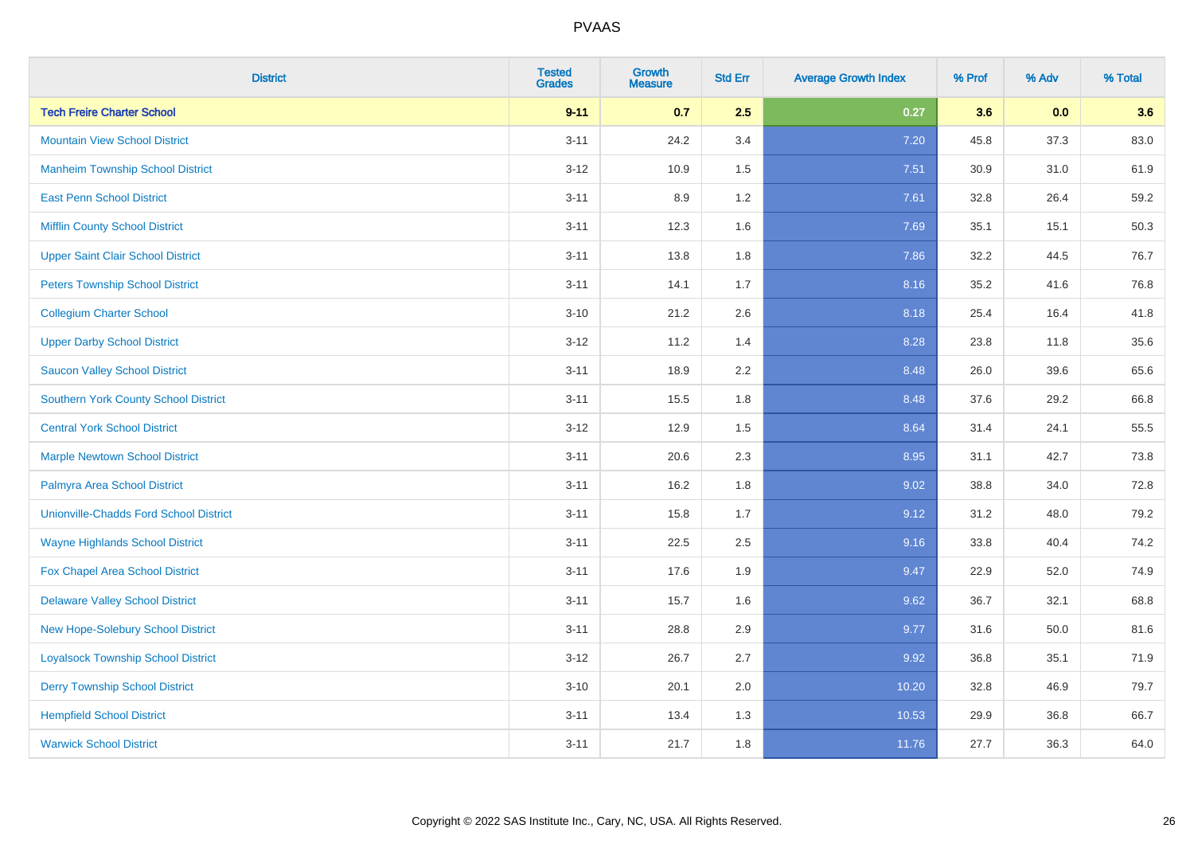PVAAS

| District | Tested Grades | Growth Measure | Std Err | Average Growth Index | % Prof | % Adv | % Total |
|---|---|---|---|---|---|---|---|
| **Tech Freire Charter School** | **9-11** | **0.7** | **2.5** | **0.27** | **3.6** | **0.0** | **3.6** |
| Mountain View School District | 3-11 | 24.2 | 3.4 | 7.20 | 45.8 | 37.3 | 83.0 |
| Manheim Township School District | 3-12 | 10.9 | 1.5 | 7.51 | 30.9 | 31.0 | 61.9 |
| East Penn School District | 3-11 | 8.9 | 1.2 | 7.61 | 32.8 | 26.4 | 59.2 |
| Mifflin County School District | 3-11 | 12.3 | 1.6 | 7.69 | 35.1 | 15.1 | 50.3 |
| Upper Saint Clair School District | 3-11 | 13.8 | 1.8 | 7.86 | 32.2 | 44.5 | 76.7 |
| Peters Township School District | 3-11 | 14.1 | 1.7 | 8.16 | 35.2 | 41.6 | 76.8 |
| Collegium Charter School | 3-10 | 21.2 | 2.6 | 8.18 | 25.4 | 16.4 | 41.8 |
| Upper Darby School District | 3-12 | 11.2 | 1.4 | 8.28 | 23.8 | 11.8 | 35.6 |
| Saucon Valley School District | 3-11 | 18.9 | 2.2 | 8.48 | 26.0 | 39.6 | 65.6 |
| Southern York County School District | 3-11 | 15.5 | 1.8 | 8.48 | 37.6 | 29.2 | 66.8 |
| Central York School District | 3-12 | 12.9 | 1.5 | 8.64 | 31.4 | 24.1 | 55.5 |
| Marple Newtown School District | 3-11 | 20.6 | 2.3 | 8.95 | 31.1 | 42.7 | 73.8 |
| Palmyra Area School District | 3-11 | 16.2 | 1.8 | 9.02 | 38.8 | 34.0 | 72.8 |
| Unionville-Chadds Ford School District | 3-11 | 15.8 | 1.7 | 9.12 | 31.2 | 48.0 | 79.2 |
| Wayne Highlands School District | 3-11 | 22.5 | 2.5 | 9.16 | 33.8 | 40.4 | 74.2 |
| Fox Chapel Area School District | 3-11 | 17.6 | 1.9 | 9.47 | 22.9 | 52.0 | 74.9 |
| Delaware Valley School District | 3-11 | 15.7 | 1.6 | 9.62 | 36.7 | 32.1 | 68.8 |
| New Hope-Solebury School District | 3-11 | 28.8 | 2.9 | 9.77 | 31.6 | 50.0 | 81.6 |
| Loyalsock Township School District | 3-12 | 26.7 | 2.7 | 9.92 | 36.8 | 35.1 | 71.9 |
| Derry Township School District | 3-10 | 20.1 | 2.0 | 10.20 | 32.8 | 46.9 | 79.7 |
| Hempfield School District | 3-11 | 13.4 | 1.3 | 10.53 | 29.9 | 36.8 | 66.7 |
| Warwick School District | 3-11 | 21.7 | 1.8 | 11.76 | 27.7 | 36.3 | 64.0 |

Copyright © 2022 SAS Institute Inc., Cary, NC, USA. All Rights Reserved.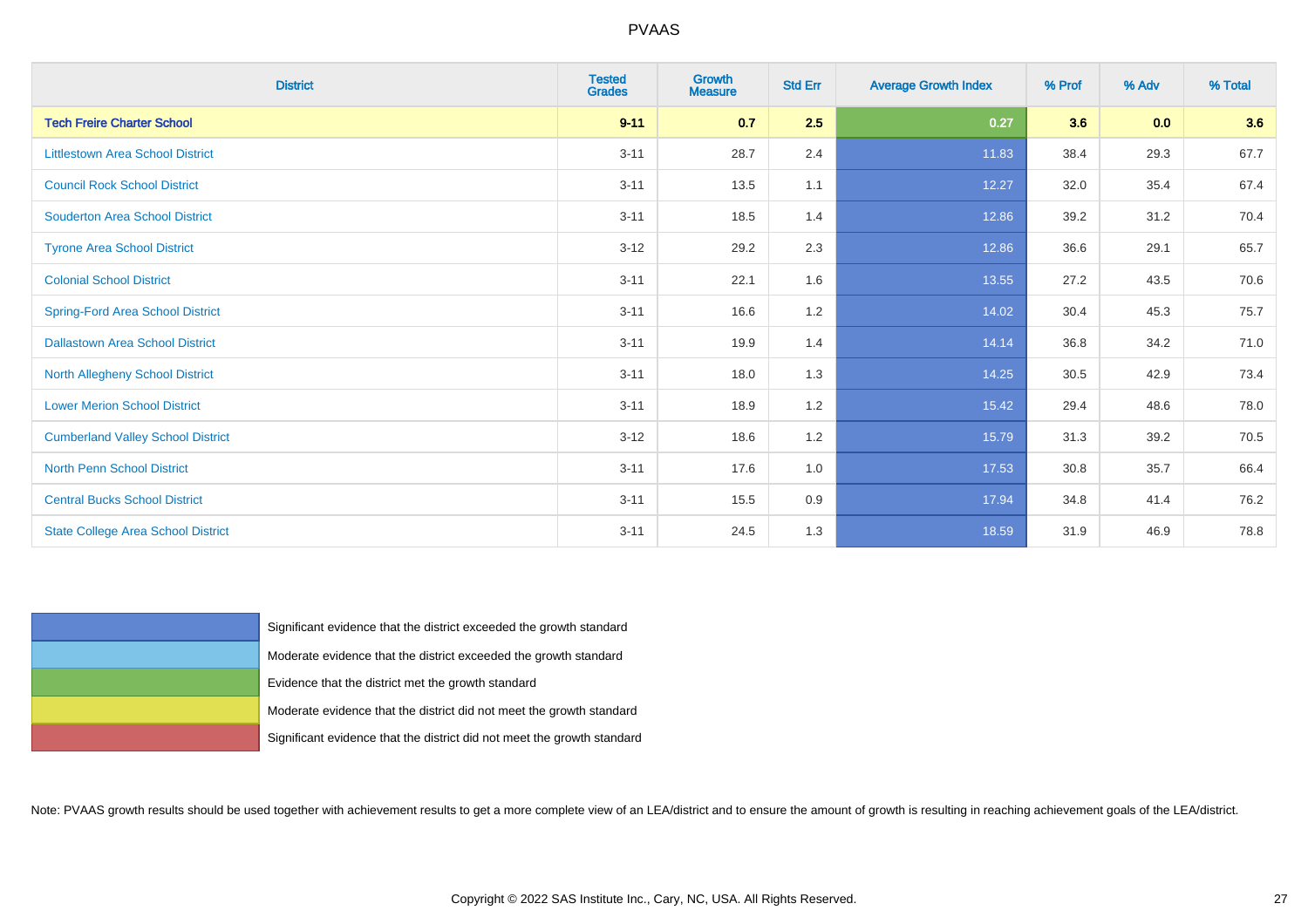# PVAAS

| District | Tested Grades | Growth Measure | Std Err | Average Growth Index | % Prof | % Adv | % Total |
|---|---|---|---|---|---|---|---|
| **Tech Freire Charter School** | **9-11** | **0.7** | **2.5** | **0.27** | **3.6** | **0.0** | **3.6** |
| Littlestown Area School District | 3-11 | 28.7 | 2.4 | 11.83 | 38.4 | 29.3 | 67.7 |
| Council Rock School District | 3-11 | 13.5 | 1.1 | 12.27 | 32.0 | 35.4 | 67.4 |
| Souderton Area School District | 3-11 | 18.5 | 1.4 | 12.86 | 39.2 | 31.2 | 70.4 |
| Tyrone Area School District | 3-12 | 29.2 | 2.3 | 12.86 | 36.6 | 29.1 | 65.7 |
| Colonial School District | 3-11 | 22.1 | 1.6 | 13.55 | 27.2 | 43.5 | 70.6 |
| Spring-Ford Area School District | 3-11 | 16.6 | 1.2 | 14.02 | 30.4 | 45.3 | 75.7 |
| Dallastown Area School District | 3-11 | 19.9 | 1.4 | 14.14 | 36.8 | 34.2 | 71.0 |
| North Allegheny School District | 3-11 | 18.0 | 1.3 | 14.25 | 30.5 | 42.9 | 73.4 |
| Lower Merion School District | 3-11 | 18.9 | 1.2 | 15.42 | 29.4 | 48.6 | 78.0 |
| Cumberland Valley School District | 3-12 | 18.6 | 1.2 | 15.79 | 31.3 | 39.2 | 70.5 |
| North Penn School District | 3-11 | 17.6 | 1.0 | 17.53 | 30.8 | 35.7 | 66.4 |
| Central Bucks School District | 3-11 | 15.5 | 0.9 | 17.94 | 34.8 | 41.4 | 76.2 |
| State College Area School District | 3-11 | 24.5 | 1.3 | 18.59 | 31.9 | 46.9 | 78.8 |

Significant evidence that the district exceeded the growth standard

Moderate evidence that the district exceeded the growth standard

Evidence that the district met the growth standard

Moderate evidence that the district did not meet the growth standard

Significant evidence that the district did not meet the growth standard

Note: PVAAS growth results should be used together with achievement results to get a more complete view of an LEA/district and to ensure the amount of growth is resulting in reaching achievement goals of the LEA/district.

Copyright © 2022 SAS Institute Inc., Cary, NC, USA. All Rights Reserved.